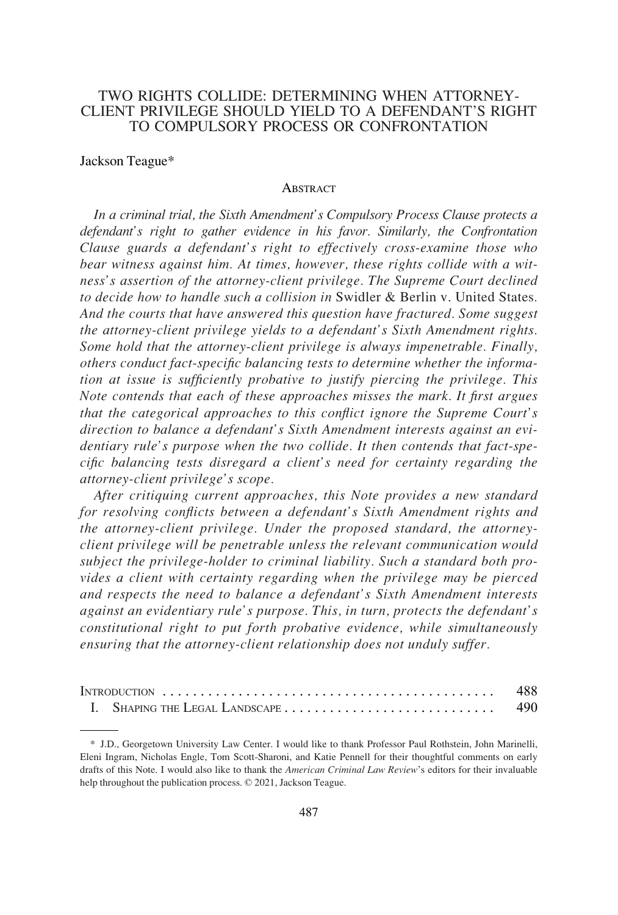# TWO RIGHTS COLLIDE: DETERMINING WHEN ATTORNEY-CLIENT PRIVILEGE SHOULD YIELD TO A DEFENDANT'S RIGHT TO COMPULSORY PROCESS OR CONFRONTATION

Jackson Teague*

## Abstract

*In a criminal trial, the Sixth Amendment's Compulsory Process Clause protects a defendant's right to gather evidence in his favor. Similarly, the Confrontation Clause guards a defendant's right to effectively cross-examine those who bear witness against him. At times, however, these rights collide with a witness's assertion of the attorney-client privilege. The Supreme Court declined to decide how to handle such a collision in* Swidler & Berlin v. United States. *And the courts that have answered this question have fractured. Some suggest the attorney-client privilege yields to a defendant's Sixth Amendment rights. Some hold that the attorney-client privilege is always impenetrable. Finally, others conduct fact-specific balancing tests to determine whether the information at issue is sufficiently probative to justify piercing the privilege. This Note contends that each of these approaches misses the mark. It first argues that the categorical approaches to this conflict ignore the Supreme Court's direction to balance a defendant's Sixth Amendment interests against an evidentiary rule's purpose when the two collide. It then contends that fact-specific balancing tests disregard a client's need for certainty regarding the attorney-client privilege's scope.*

*After critiquing current approaches, this Note provides a new standard for resolving conflicts between a defendant's Sixth Amendment rights and the attorney-client privilege. Under the proposed standard, the attorney-client privilege will be penetrable unless the relevant communication would subject the privilege-holder to criminal liability. Such a standard both provides a client with certainty regarding when the privilege may be pierced and respects the need to balance a defendant's Sixth Amendment interests against an evidentiary rule's purpose. This, in turn, protects the defendant's constitutional right to put forth probative evidence, while simultaneously ensuring that the attorney-client relationship does not unduly suffer.*

| | |
|---|---|
| INTRODUCTION | 488 |
| I. SHAPING THE LEGAL LANDSCAPE | 490 |

---

\* J.D., Georgetown University Law Center. I would like to thank Professor Paul Rothstein, John Marinelli, Eleni Ingram, Nicholas Engle, Tom Scott-Sharoni, and Katie Pennell for their thoughtful comments on early drafts of this Note. I would also like to thank the *American Criminal Law Review*'s editors for their invaluable help throughout the publication process. © 2021, Jackson Teague.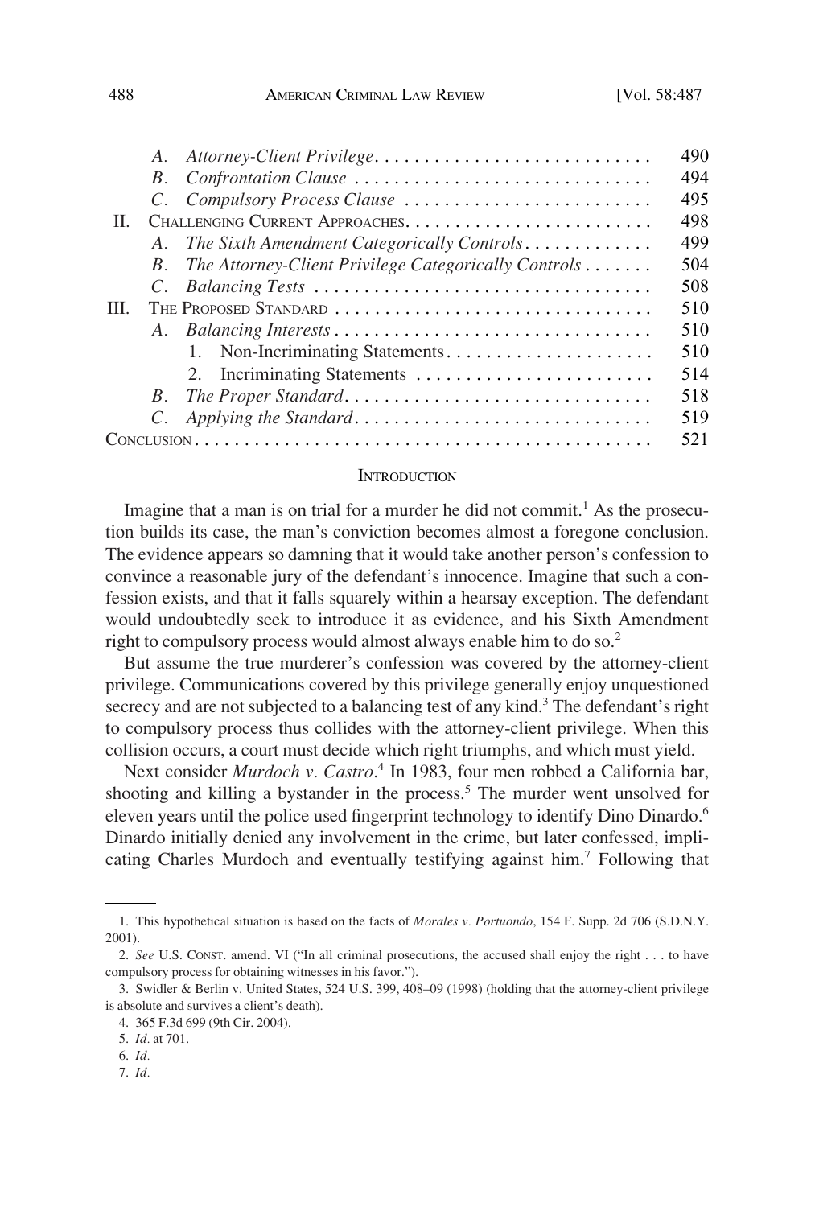A. *Attorney-Client Privilege* . . . . . . . . . . . . . . . . . . . . . . . . . . . . 490
B. *Confrontation Clause* . . . . . . . . . . . . . . . . . . . . . . . . . . . . . . 494
C. *Compulsory Process Clause* . . . . . . . . . . . . . . . . . . . . . . . . . 495
II. CHALLENGING CURRENT APPROACHES . . . . . . . . . . . . . . . . . . . . . . . . . 498
A. *The Sixth Amendment Categorically Controls* . . . . . . . . . . . . . 499
B. *The Attorney-Client Privilege Categorically Controls* . . . . . . . 504
C. *Balancing Tests* . . . . . . . . . . . . . . . . . . . . . . . . . . . . . . . . . . 508
III. THE PROPOSED STANDARD . . . . . . . . . . . . . . . . . . . . . . . . . . . . . . . . 510
A. *Balancing Interests* . . . . . . . . . . . . . . . . . . . . . . . . . . . . . . . . 510
1. Non-Incriminating Statements . . . . . . . . . . . . . . . . . . . . . 510
2. Incriminating Statements . . . . . . . . . . . . . . . . . . . . . . . . 514
B. *The Proper Standard* . . . . . . . . . . . . . . . . . . . . . . . . . . . . . . . 518
C. *Applying the Standard* . . . . . . . . . . . . . . . . . . . . . . . . . . . . . . 519
CONCLUSION . . . . . . . . . . . . . . . . . . . . . . . . . . . . . . . . . . . . . . . . . . . . 521

## INTRODUCTION

Imagine that a man is on trial for a murder he did not commit.[1] As the prosecution builds its case, the man's conviction becomes almost a foregone conclusion. The evidence appears so damning that it would take another person's confession to convince a reasonable jury of the defendant's innocence. Imagine that such a confession exists, and that it falls squarely within a hearsay exception. The defendant would undoubtedly seek to introduce it as evidence, and his Sixth Amendment right to compulsory process would almost always enable him to do so.[2]

But assume the true murderer's confession was covered by the attorney-client privilege. Communications covered by this privilege generally enjoy unquestioned secrecy and are not subjected to a balancing test of any kind.[3] The defendant's right to compulsory process thus collides with the attorney-client privilege. When this collision occurs, a court must decide which right triumphs, and which must yield.

Next consider *Murdoch v. Castro*.[4] In 1983, four men robbed a California bar, shooting and killing a bystander in the process.[5] The murder went unsolved for eleven years until the police used fingerprint technology to identify Dino Dinardo.[6] Dinardo initially denied any involvement in the crime, but later confessed, implicating Charles Murdoch and eventually testifying against him.[7] Following that

---

1. This hypothetical situation is based on the facts of *Morales v. Portuondo*, 154 F. Supp. 2d 706 (S.D.N.Y. 2001).

2. *See* U.S. CONST. amend. VI ("In all criminal prosecutions, the accused shall enjoy the right . . . to have compulsory process for obtaining witnesses in his favor.").

3. Swidler & Berlin v. United States, 524 U.S. 399, 408–09 (1998) (holding that the attorney-client privilege is absolute and survives a client's death).

4. 365 F.3d 699 (9th Cir. 2004).

5. *Id.* at 701.

6. *Id.*

7. *Id.*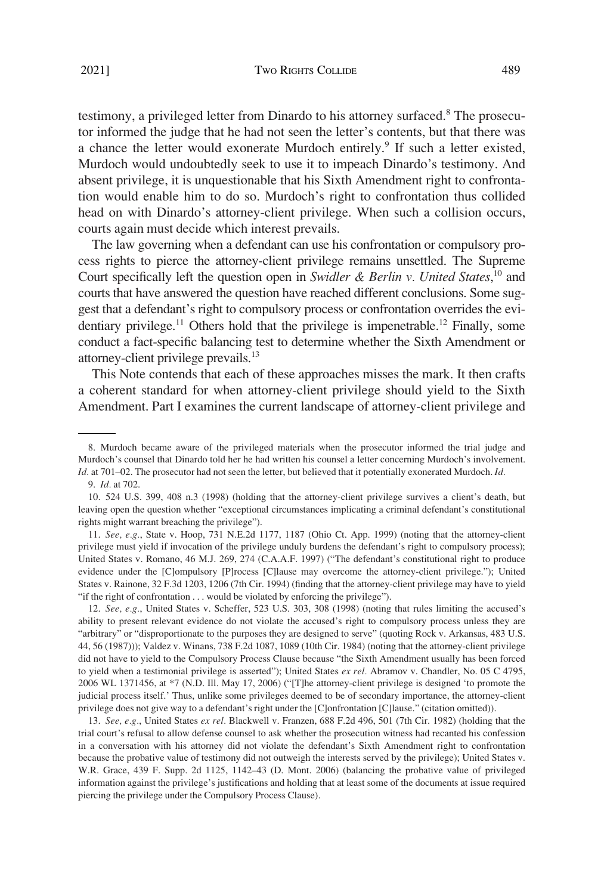testimony, a privileged letter from Dinardo to his attorney surfaced.[8] The prosecutor informed the judge that he had not seen the letter's contents, but that there was a chance the letter would exonerate Murdoch entirely.[9] If such a letter existed, Murdoch would undoubtedly seek to use it to impeach Dinardo's testimony. And absent privilege, it is unquestionable that his Sixth Amendment right to confrontation would enable him to do so. Murdoch's right to confrontation thus collided head on with Dinardo's attorney-client privilege. When such a collision occurs, courts again must decide which interest prevails.

The law governing when a defendant can use his confrontation or compulsory process rights to pierce the attorney-client privilege remains unsettled. The Supreme Court specifically left the question open in *Swidler & Berlin v. United States*,[10] and courts that have answered the question have reached different conclusions. Some suggest that a defendant's right to compulsory process or confrontation overrides the evidentiary privilege.[11] Others hold that the privilege is impenetrable.[12] Finally, some conduct a fact-specific balancing test to determine whether the Sixth Amendment or attorney-client privilege prevails.[13]

This Note contends that each of these approaches misses the mark. It then crafts a coherent standard for when attorney-client privilege should yield to the Sixth Amendment. Part I examines the current landscape of attorney-client privilege and

---

8. Murdoch became aware of the privileged materials when the prosecutor informed the trial judge and Murdoch's counsel that Dinardo told her he had written his counsel a letter concerning Murdoch's involvement. *Id.* at 701–02. The prosecutor had not seen the letter, but believed that it potentially exonerated Murdoch. *Id.*

9. *Id.* at 702.

10. 524 U.S. 399, 408 n.3 (1998) (holding that the attorney-client privilege survives a client's death, but leaving open the question whether "exceptional circumstances implicating a criminal defendant's constitutional rights might warrant breaching the privilege").

11. *See, e.g.*, State v. Hoop, 731 N.E.2d 1177, 1187 (Ohio Ct. App. 1999) (noting that the attorney-client privilege must yield if invocation of the privilege unduly burdens the defendant's right to compulsory process); United States v. Romano, 46 M.J. 269, 274 (C.A.A.F. 1997) ("The defendant's constitutional right to produce evidence under the [C]ompulsory [P]rocess [C]lause may overcome the attorney-client privilege."); United States v. Rainone, 32 F.3d 1203, 1206 (7th Cir. 1994) (finding that the attorney-client privilege may have to yield "if the right of confrontation . . . would be violated by enforcing the privilege").

12. *See, e.g.*, United States v. Scheffer, 523 U.S. 303, 308 (1998) (noting that rules limiting the accused's ability to present relevant evidence do not violate the accused's right to compulsory process unless they are "arbitrary" or "disproportionate to the purposes they are designed to serve" (quoting Rock v. Arkansas, 483 U.S. 44, 56 (1987))); Valdez v. Winans, 738 F.2d 1087, 1089 (10th Cir. 1984) (noting that the attorney-client privilege did not have to yield to the Compulsory Process Clause because "the Sixth Amendment usually has been forced to yield when a testimonial privilege is asserted"); United States *ex rel.* Abramov v. Chandler, No. 05 C 4795, 2006 WL 1371456, at *7 (N.D. Ill. May 17, 2006) ("[T]he attorney-client privilege is designed 'to promote the judicial process itself.' Thus, unlike some privileges deemed to be of secondary importance, the attorney-client privilege does not give way to a defendant's right under the [C]onfrontation [C]lause." (citation omitted)).

13. *See, e.g.*, United States *ex rel.* Blackwell v. Franzen, 688 F.2d 496, 501 (7th Cir. 1982) (holding that the trial court's refusal to allow defense counsel to ask whether the prosecution witness had recanted his confession in a conversation with his attorney did not violate the defendant's Sixth Amendment right to confrontation because the probative value of testimony did not outweigh the interests served by the privilege); United States v. W.R. Grace, 439 F. Supp. 2d 1125, 1142–43 (D. Mont. 2006) (balancing the probative value of privileged information against the privilege's justifications and holding that at least some of the documents at issue required piercing the privilege under the Compulsory Process Clause).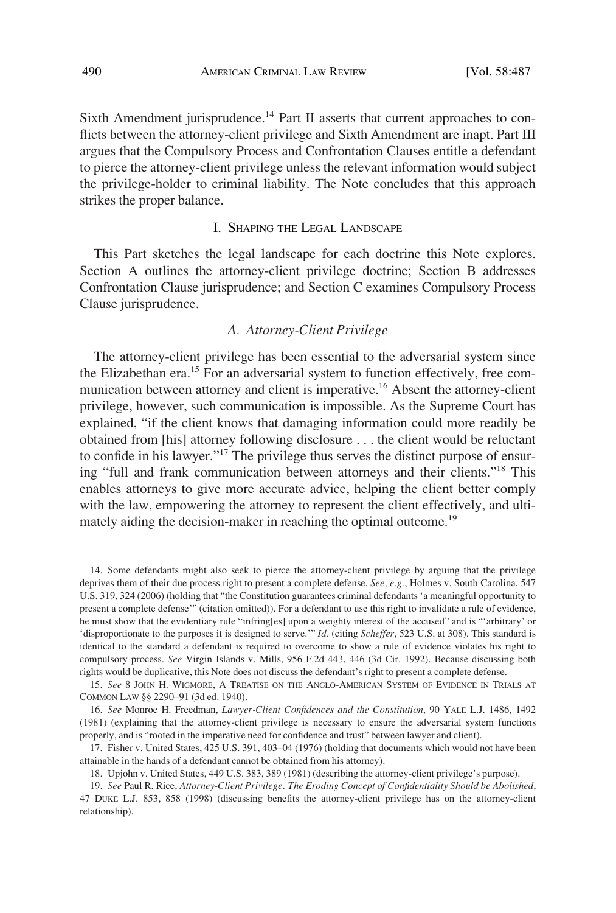Sixth Amendment jurisprudence.[14] Part II asserts that current approaches to conflicts between the attorney-client privilege and Sixth Amendment are inapt. Part III argues that the Compulsory Process and Confrontation Clauses entitle a defendant to pierce the attorney-client privilege unless the relevant information would subject the privilege-holder to criminal liability. The Note concludes that this approach strikes the proper balance.

## I. Shaping the Legal Landscape

This Part sketches the legal landscape for each doctrine this Note explores. Section A outlines the attorney-client privilege doctrine; Section B addresses Confrontation Clause jurisprudence; and Section C examines Compulsory Process Clause jurisprudence.

### *A. Attorney-Client Privilege*

The attorney-client privilege has been essential to the adversarial system since the Elizabethan era.[15] For an adversarial system to function effectively, free communication between attorney and client is imperative.[16] Absent the attorney-client privilege, however, such communication is impossible. As the Supreme Court has explained, "if the client knows that damaging information could more readily be obtained from [his] attorney following disclosure . . . the client would be reluctant to confide in his lawyer."[17] The privilege thus serves the distinct purpose of ensuring "full and frank communication between attorneys and their clients."[18] This enables attorneys to give more accurate advice, helping the client better comply with the law, empowering the attorney to represent the client effectively, and ultimately aiding the decision-maker in reaching the optimal outcome.[19]

---

14. Some defendants might also seek to pierce the attorney-client privilege by arguing that the privilege deprives them of their due process right to present a complete defense. *See, e.g.*, Holmes v. South Carolina, 547 U.S. 319, 324 (2006) (holding that "the Constitution guarantees criminal defendants 'a meaningful opportunity to present a complete defense'" (citation omitted)). For a defendant to use this right to invalidate a rule of evidence, he must show that the evidentiary rule "infring[es] upon a weighty interest of the accused" and is "'arbitrary' or 'disproportionate to the purposes it is designed to serve.'" *Id.* (citing *Scheffer*, 523 U.S. at 308). This standard is identical to the standard a defendant is required to overcome to show a rule of evidence violates his right to compulsory process. *See* Virgin Islands v. Mills, 956 F.2d 443, 446 (3d Cir. 1992). Because discussing both rights would be duplicative, this Note does not discuss the defendant's right to present a complete defense.

15. *See* 8 John H. Wigmore, A Treatise on the Anglo-American System of Evidence in Trials at Common Law §§ 2290–91 (3d ed. 1940).

16. *See* Monroe H. Freedman, *Lawyer-Client Confidences and the Constitution*, 90 Yale L.J. 1486, 1492 (1981) (explaining that the attorney-client privilege is necessary to ensure the adversarial system functions properly, and is "rooted in the imperative need for confidence and trust" between lawyer and client).

17. Fisher v. United States, 425 U.S. 391, 403–04 (1976) (holding that documents which would not have been attainable in the hands of a defendant cannot be obtained from his attorney).

18. Upjohn v. United States, 449 U.S. 383, 389 (1981) (describing the attorney-client privilege's purpose).

19. *See* Paul R. Rice, *Attorney-Client Privilege: The Eroding Concept of Confidentiality Should be Abolished*, 47 Duke L.J. 853, 858 (1998) (discussing benefits the attorney-client privilege has on the attorney-client relationship).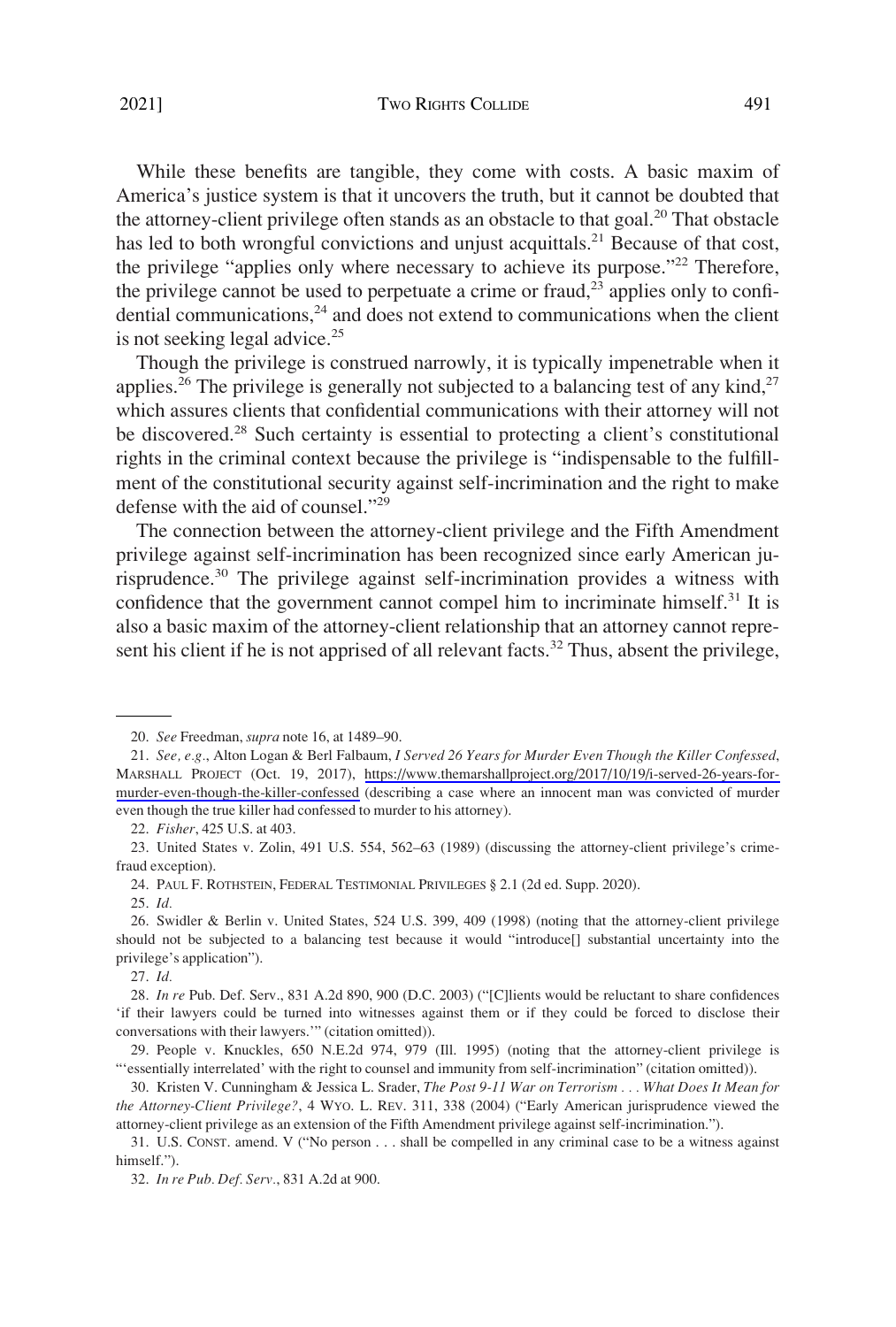While these benefits are tangible, they come with costs. A basic maxim of America's justice system is that it uncovers the truth, but it cannot be doubted that the attorney-client privilege often stands as an obstacle to that goal.[20] That obstacle has led to both wrongful convictions and unjust acquittals.[21] Because of that cost, the privilege "applies only where necessary to achieve its purpose."[22] Therefore, the privilege cannot be used to perpetuate a crime or fraud,[23] applies only to confidential communications,[24] and does not extend to communications when the client is not seeking legal advice.[25]

Though the privilege is construed narrowly, it is typically impenetrable when it applies.[26] The privilege is generally not subjected to a balancing test of any kind,[27] which assures clients that confidential communications with their attorney will not be discovered.[28] Such certainty is essential to protecting a client's constitutional rights in the criminal context because the privilege is "indispensable to the fulfillment of the constitutional security against self-incrimination and the right to make defense with the aid of counsel."[29]

The connection between the attorney-client privilege and the Fifth Amendment privilege against self-incrimination has been recognized since early American jurisprudence.[30] The privilege against self-incrimination provides a witness with confidence that the government cannot compel him to incriminate himself.[31] It is also a basic maxim of the attorney-client relationship that an attorney cannot represent his client if he is not apprised of all relevant facts.[32] Thus, absent the privilege,

---

20. *See* Freedman, *supra* note 16, at 1489–90.

21. *See, e.g.*, Alton Logan & Berl Falbaum, *I Served 26 Years for Murder Even Though the Killer Confessed*, MARSHALL PROJECT (Oct. 19, 2017), https://www.themarshallproject.org/2017/10/19/i-served-26-years-for-murder-even-though-the-killer-confessed (describing a case where an innocent man was convicted of murder even though the true killer had confessed to murder to his attorney).

22. *Fisher*, 425 U.S. at 403.

23. United States v. Zolin, 491 U.S. 554, 562–63 (1989) (discussing the attorney-client privilege's crime-fraud exception).

24. PAUL F. ROTHSTEIN, FEDERAL TESTIMONIAL PRIVILEGES § 2.1 (2d ed. Supp. 2020).

25. *Id.*

26. Swidler & Berlin v. United States, 524 U.S. 399, 409 (1998) (noting that the attorney-client privilege should not be subjected to a balancing test because it would "introduce[] substantial uncertainty into the privilege's application").

27. *Id.*

28. *In re* Pub. Def. Serv., 831 A.2d 890, 900 (D.C. 2003) ("[C]lients would be reluctant to share confidences 'if their lawyers could be turned into witnesses against them or if they could be forced to disclose their conversations with their lawyers.'" (citation omitted)).

29. People v. Knuckles, 650 N.E.2d 974, 979 (Ill. 1995) (noting that the attorney-client privilege is "'essentially interrelated' with the right to counsel and immunity from self-incrimination" (citation omitted)).

30. Kristen V. Cunningham & Jessica L. Srader, *The Post 9-11 War on Terrorism . . . What Does It Mean for the Attorney-Client Privilege?*, 4 WYO. L. REV. 311, 338 (2004) ("Early American jurisprudence viewed the attorney-client privilege as an extension of the Fifth Amendment privilege against self-incrimination.").

31. U.S. CONST. amend. V ("No person . . . shall be compelled in any criminal case to be a witness against himself.").

32. *In re Pub. Def. Serv.*, 831 A.2d at 900.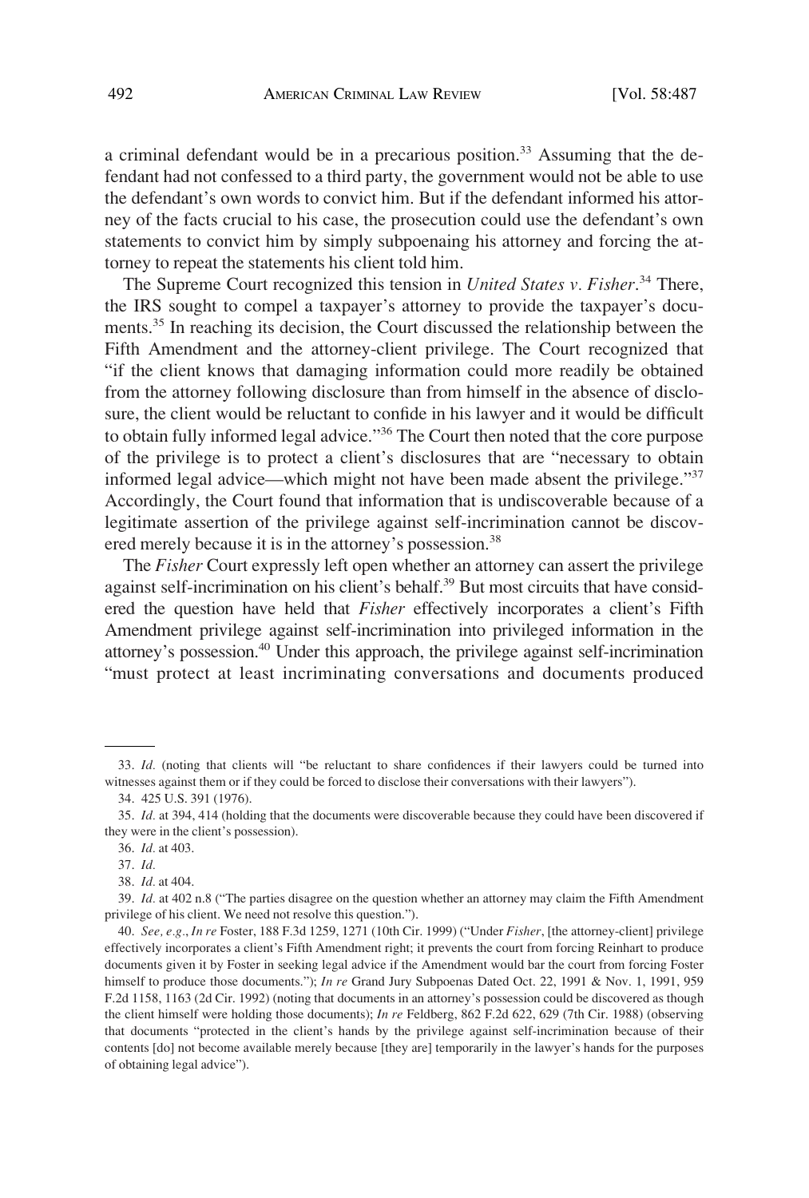a criminal defendant would be in a precarious position.[33] Assuming that the defendant had not confessed to a third party, the government would not be able to use the defendant's own words to convict him. But if the defendant informed his attorney of the facts crucial to his case, the prosecution could use the defendant's own statements to convict him by simply subpoenaing his attorney and forcing the attorney to repeat the statements his client told him.

The Supreme Court recognized this tension in *United States v. Fisher*.[34] There, the IRS sought to compel a taxpayer's attorney to provide the taxpayer's documents.[35] In reaching its decision, the Court discussed the relationship between the Fifth Amendment and the attorney-client privilege. The Court recognized that "if the client knows that damaging information could more readily be obtained from the attorney following disclosure than from himself in the absence of disclosure, the client would be reluctant to confide in his lawyer and it would be difficult to obtain fully informed legal advice."[36] The Court then noted that the core purpose of the privilege is to protect a client's disclosures that are "necessary to obtain informed legal advice—which might not have been made absent the privilege."[37] Accordingly, the Court found that information that is undiscoverable because of a legitimate assertion of the privilege against self-incrimination cannot be discovered merely because it is in the attorney's possession.[38]

The *Fisher* Court expressly left open whether an attorney can assert the privilege against self-incrimination on his client's behalf.[39] But most circuits that have considered the question have held that *Fisher* effectively incorporates a client's Fifth Amendment privilege against self-incrimination into privileged information in the attorney's possession.[40] Under this approach, the privilege against self-incrimination "must protect at least incriminating conversations and documents produced

33. *Id.* (noting that clients will "be reluctant to share confidences if their lawyers could be turned into witnesses against them or if they could be forced to disclose their conversations with their lawyers").

34. 425 U.S. 391 (1976).

35. *Id.* at 394, 414 (holding that the documents were discoverable because they could have been discovered if they were in the client's possession).

36. *Id.* at 403.

37. *Id.*

38. *Id.* at 404.

39. *Id.* at 402 n.8 ("The parties disagree on the question whether an attorney may claim the Fifth Amendment privilege of his client. We need not resolve this question.").

40. *See, e.g.*, *In re* Foster, 188 F.3d 1259, 1271 (10th Cir. 1999) ("Under *Fisher*, [the attorney-client] privilege effectively incorporates a client's Fifth Amendment right; it prevents the court from forcing Reinhart to produce documents given it by Foster in seeking legal advice if the Amendment would bar the court from forcing Foster himself to produce those documents."); *In re* Grand Jury Subpoenas Dated Oct. 22, 1991 & Nov. 1, 1991, 959 F.2d 1158, 1163 (2d Cir. 1992) (noting that documents in an attorney's possession could be discovered as though the client himself were holding those documents); *In re* Feldberg, 862 F.2d 622, 629 (7th Cir. 1988) (observing that documents "protected in the client's hands by the privilege against self-incrimination because of their contents [do] not become available merely because [they are] temporarily in the lawyer's hands for the purposes of obtaining legal advice").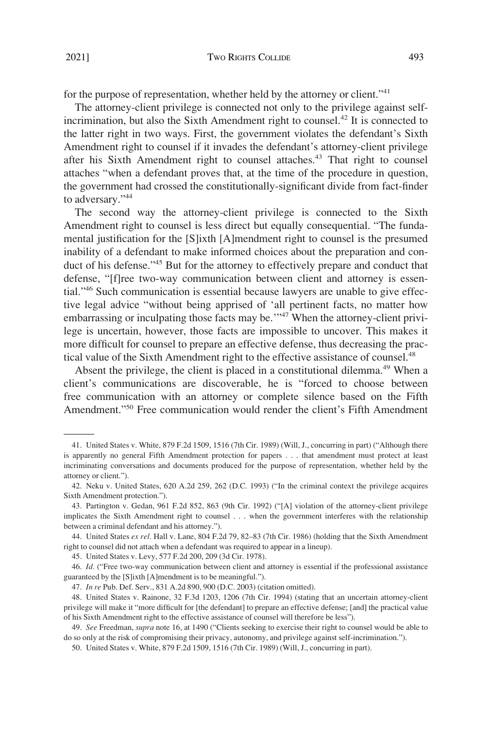for the purpose of representation, whether held by the attorney or client."[41]

The attorney-client privilege is connected not only to the privilege against self-incrimination, but also the Sixth Amendment right to counsel.[42] It is connected to the latter right in two ways. First, the government violates the defendant's Sixth Amendment right to counsel if it invades the defendant's attorney-client privilege after his Sixth Amendment right to counsel attaches.[43] That right to counsel attaches "when a defendant proves that, at the time of the procedure in question, the government had crossed the constitutionally-significant divide from fact-finder to adversary."[44]

The second way the attorney-client privilege is connected to the Sixth Amendment right to counsel is less direct but equally consequential. "The fundamental justification for the [S]ixth [A]mendment right to counsel is the presumed inability of a defendant to make informed choices about the preparation and conduct of his defense."[45] But for the attorney to effectively prepare and conduct that defense, "[f]ree two-way communication between client and attorney is essential."[46] Such communication is essential because lawyers are unable to give effective legal advice "without being apprised of 'all pertinent facts, no matter how embarrassing or inculpating those facts may be.'"[47] When the attorney-client privilege is uncertain, however, those facts are impossible to uncover. This makes it more difficult for counsel to prepare an effective defense, thus decreasing the practical value of the Sixth Amendment right to the effective assistance of counsel.[48]

Absent the privilege, the client is placed in a constitutional dilemma.[49] When a client's communications are discoverable, he is "forced to choose between free communication with an attorney or complete silence based on the Fifth Amendment."[50] Free communication would render the client's Fifth Amendment

---

41. United States v. White, 879 F.2d 1509, 1516 (7th Cir. 1989) (Will, J., concurring in part) ("Although there is apparently no general Fifth Amendment protection for papers . . . that amendment must protect at least incriminating conversations and documents produced for the purpose of representation, whether held by the attorney or client.").

42. Neku v. United States, 620 A.2d 259, 262 (D.C. 1993) ("In the criminal context the privilege acquires Sixth Amendment protection.").

43. Partington v. Gedan, 961 F.2d 852, 863 (9th Cir. 1992) ("[A] violation of the attorney-client privilege implicates the Sixth Amendment right to counsel . . . when the government interferes with the relationship between a criminal defendant and his attorney.").

44. United States *ex rel.* Hall v. Lane, 804 F.2d 79, 82–83 (7th Cir. 1986) (holding that the Sixth Amendment right to counsel did not attach when a defendant was required to appear in a lineup).

45. United States v. Levy, 577 F.2d 200, 209 (3d Cir. 1978).

46. *Id.* ("Free two-way communication between client and attorney is essential if the professional assistance guaranteed by the [S]ixth [A]mendment is to be meaningful.").

47. *In re* Pub. Def. Serv., 831 A.2d 890, 900 (D.C. 2003) (citation omitted).

48. United States v. Rainone, 32 F.3d 1203, 1206 (7th Cir. 1994) (stating that an uncertain attorney-client privilege will make it "more difficult for [the defendant] to prepare an effective defense; [and] the practical value of his Sixth Amendment right to the effective assistance of counsel will therefore be less").

49. *See* Freedman, *supra* note 16, at 1490 ("Clients seeking to exercise their right to counsel would be able to do so only at the risk of compromising their privacy, autonomy, and privilege against self-incrimination.").

50. United States v. White, 879 F.2d 1509, 1516 (7th Cir. 1989) (Will, J., concurring in part).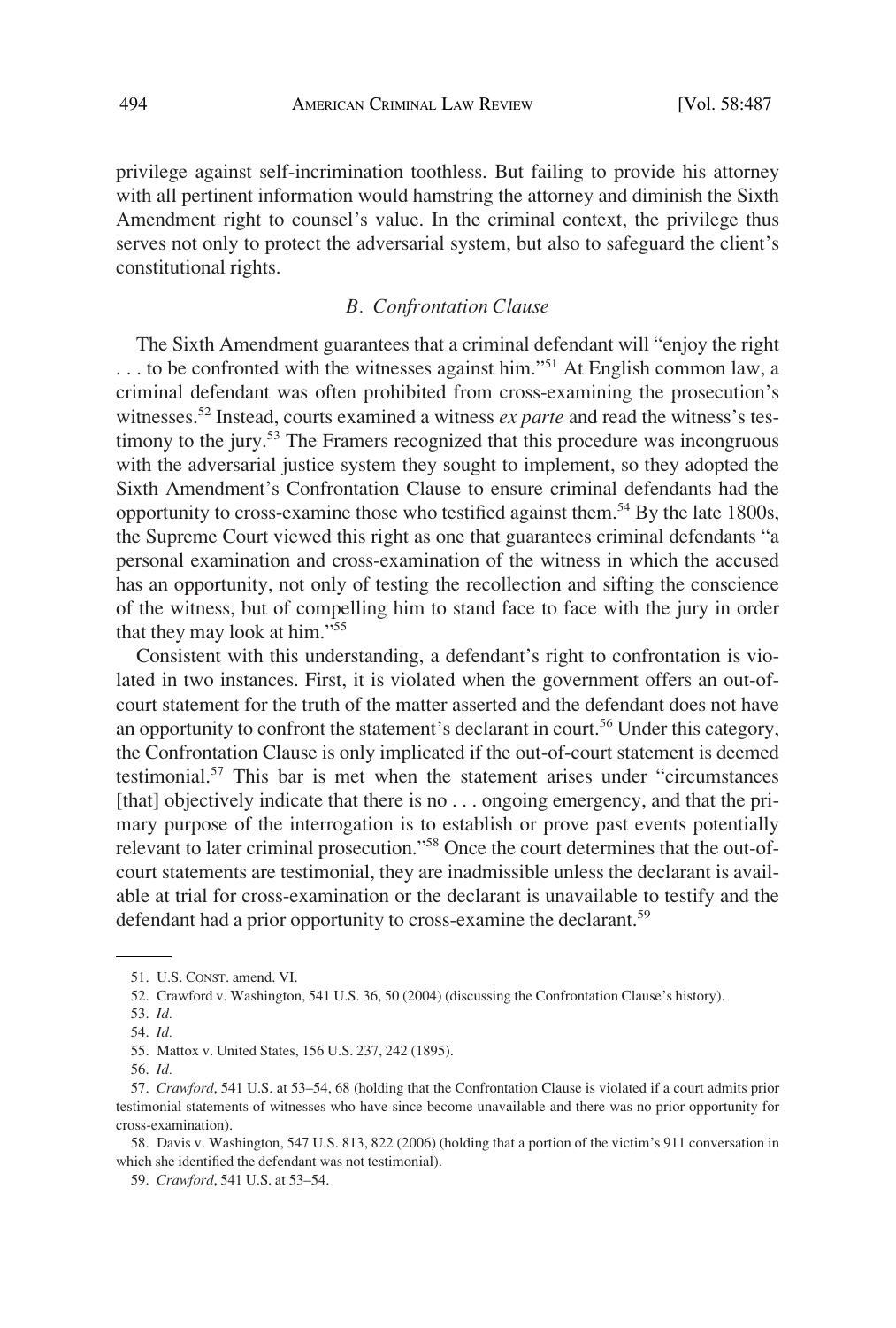privilege against self-incrimination toothless. But failing to provide his attorney with all pertinent information would hamstring the attorney and diminish the Sixth Amendment right to counsel's value. In the criminal context, the privilege thus serves not only to protect the adversarial system, but also to safeguard the client's constitutional rights.

### *B. Confrontation Clause*

The Sixth Amendment guarantees that a criminal defendant will "enjoy the right . . . to be confronted with the witnesses against him."[51] At English common law, a criminal defendant was often prohibited from cross-examining the prosecution's witnesses.[52] Instead, courts examined a witness *ex parte* and read the witness's testimony to the jury.[53] The Framers recognized that this procedure was incongruous with the adversarial justice system they sought to implement, so they adopted the Sixth Amendment's Confrontation Clause to ensure criminal defendants had the opportunity to cross-examine those who testified against them.[54] By the late 1800s, the Supreme Court viewed this right as one that guarantees criminal defendants "a personal examination and cross-examination of the witness in which the accused has an opportunity, not only of testing the recollection and sifting the conscience of the witness, but of compelling him to stand face to face with the jury in order that they may look at him."[55]

Consistent with this understanding, a defendant's right to confrontation is violated in two instances. First, it is violated when the government offers an out-of-court statement for the truth of the matter asserted and the defendant does not have an opportunity to confront the statement's declarant in court.[56] Under this category, the Confrontation Clause is only implicated if the out-of-court statement is deemed testimonial.[57] This bar is met when the statement arises under "circumstances [that] objectively indicate that there is no . . . ongoing emergency, and that the primary purpose of the interrogation is to establish or prove past events potentially relevant to later criminal prosecution."[58] Once the court determines that the out-of-court statements are testimonial, they are inadmissible unless the declarant is available at trial for cross-examination or the declarant is unavailable to testify and the defendant had a prior opportunity to cross-examine the declarant.[59]

---

51. U.S. CONST. amend. VI.

52. Crawford v. Washington, 541 U.S. 36, 50 (2004) (discussing the Confrontation Clause's history).

53. *Id.*

54. *Id.*

55. Mattox v. United States, 156 U.S. 237, 242 (1895).

56. *Id.*

57. *Crawford*, 541 U.S. at 53–54, 68 (holding that the Confrontation Clause is violated if a court admits prior testimonial statements of witnesses who have since become unavailable and there was no prior opportunity for cross-examination).

58. Davis v. Washington, 547 U.S. 813, 822 (2006) (holding that a portion of the victim's 911 conversation in which she identified the defendant was not testimonial).

59. *Crawford*, 541 U.S. at 53–54.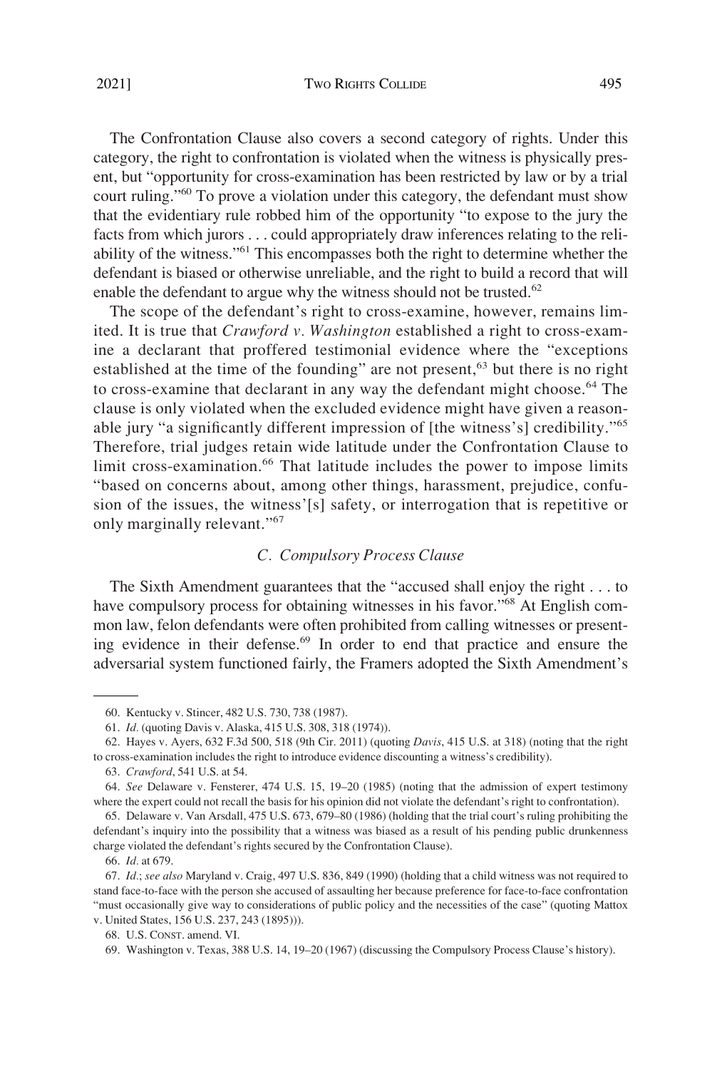The Confrontation Clause also covers a second category of rights. Under this category, the right to confrontation is violated when the witness is physically present, but "opportunity for cross-examination has been restricted by law or by a trial court ruling."[60] To prove a violation under this category, the defendant must show that the evidentiary rule robbed him of the opportunity "to expose to the jury the facts from which jurors . . . could appropriately draw inferences relating to the reliability of the witness."[61] This encompasses both the right to determine whether the defendant is biased or otherwise unreliable, and the right to build a record that will enable the defendant to argue why the witness should not be trusted.[62]

The scope of the defendant's right to cross-examine, however, remains limited. It is true that *Crawford v. Washington* established a right to cross-examine a declarant that proffered testimonial evidence where the "exceptions established at the time of the founding" are not present,[63] but there is no right to cross-examine that declarant in any way the defendant might choose.[64] The clause is only violated when the excluded evidence might have given a reasonable jury "a significantly different impression of [the witness's] credibility."[65] Therefore, trial judges retain wide latitude under the Confrontation Clause to limit cross-examination.[66] That latitude includes the power to impose limits "based on concerns about, among other things, harassment, prejudice, confusion of the issues, the witness'[s] safety, or interrogation that is repetitive or only marginally relevant."[67]

### *C. Compulsory Process Clause*

The Sixth Amendment guarantees that the "accused shall enjoy the right . . . to have compulsory process for obtaining witnesses in his favor."[68] At English common law, felon defendants were often prohibited from calling witnesses or presenting evidence in their defense.[69] In order to end that practice and ensure the adversarial system functioned fairly, the Framers adopted the Sixth Amendment's

---

60. Kentucky v. Stincer, 482 U.S. 730, 738 (1987).

61. *Id.* (quoting Davis v. Alaska, 415 U.S. 308, 318 (1974)).

62. Hayes v. Ayers, 632 F.3d 500, 518 (9th Cir. 2011) (quoting *Davis*, 415 U.S. at 318) (noting that the right to cross-examination includes the right to introduce evidence discounting a witness's credibility).

63. *Crawford*, 541 U.S. at 54.

64. *See* Delaware v. Fensterer, 474 U.S. 15, 19–20 (1985) (noting that the admission of expert testimony where the expert could not recall the basis for his opinion did not violate the defendant's right to confrontation).

65. Delaware v. Van Arsdall, 475 U.S. 673, 679–80 (1986) (holding that the trial court's ruling prohibiting the defendant's inquiry into the possibility that a witness was biased as a result of his pending public drunkenness charge violated the defendant's rights secured by the Confrontation Clause).

66. *Id.* at 679.

67. *Id.*; *see also* Maryland v. Craig, 497 U.S. 836, 849 (1990) (holding that a child witness was not required to stand face-to-face with the person she accused of assaulting her because preference for face-to-face confrontation "must occasionally give way to considerations of public policy and the necessities of the case" (quoting Mattox v. United States, 156 U.S. 237, 243 (1895))).

68. U.S. CONST. amend. VI.

69. Washington v. Texas, 388 U.S. 14, 19–20 (1967) (discussing the Compulsory Process Clause's history).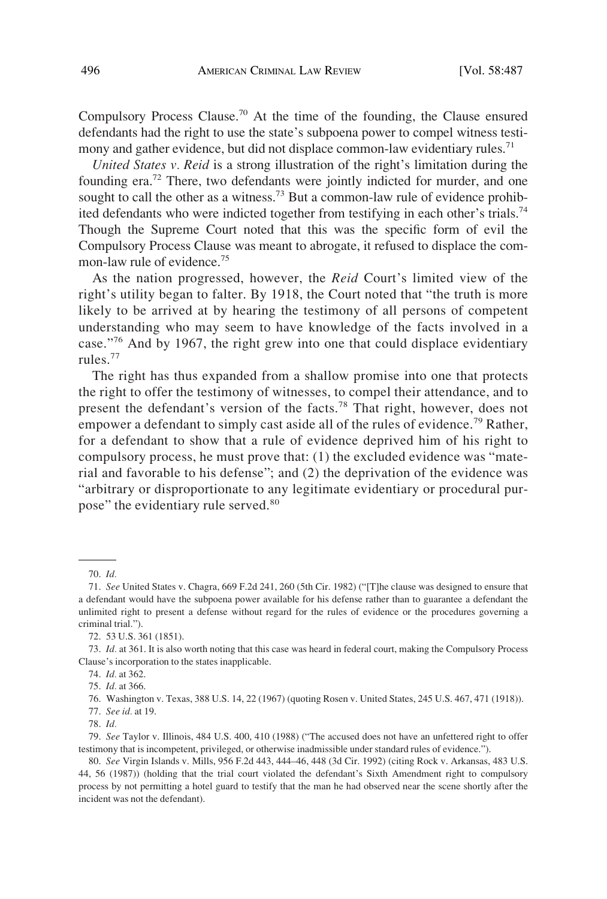Compulsory Process Clause.[70] At the time of the founding, the Clause ensured defendants had the right to use the state's subpoena power to compel witness testimony and gather evidence, but did not displace common-law evidentiary rules.[71]

*United States v. Reid* is a strong illustration of the right's limitation during the founding era.[72] There, two defendants were jointly indicted for murder, and one sought to call the other as a witness.[73] But a common-law rule of evidence prohibited defendants who were indicted together from testifying in each other's trials.[74] Though the Supreme Court noted that this was the specific form of evil the Compulsory Process Clause was meant to abrogate, it refused to displace the common-law rule of evidence.[75]

As the nation progressed, however, the *Reid* Court's limited view of the right's utility began to falter. By 1918, the Court noted that "the truth is more likely to be arrived at by hearing the testimony of all persons of competent understanding who may seem to have knowledge of the facts involved in a case."[76] And by 1967, the right grew into one that could displace evidentiary rules.[77]

The right has thus expanded from a shallow promise into one that protects the right to offer the testimony of witnesses, to compel their attendance, and to present the defendant's version of the facts.[78] That right, however, does not empower a defendant to simply cast aside all of the rules of evidence.[79] Rather, for a defendant to show that a rule of evidence deprived him of his right to compulsory process, he must prove that: (1) the excluded evidence was "material and favorable to his defense"; and (2) the deprivation of the evidence was "arbitrary or disproportionate to any legitimate evidentiary or procedural purpose" the evidentiary rule served.[80]

---

70. *Id.*

71. *See* United States v. Chagra, 669 F.2d 241, 260 (5th Cir. 1982) ("[T]he clause was designed to ensure that a defendant would have the subpoena power available for his defense rather than to guarantee a defendant the unlimited right to present a defense without regard for the rules of evidence or the procedures governing a criminal trial.").

72. 53 U.S. 361 (1851).

73. *Id.* at 361. It is also worth noting that this case was heard in federal court, making the Compulsory Process Clause's incorporation to the states inapplicable.

74. *Id.* at 362.

75. *Id.* at 366.

76. Washington v. Texas, 388 U.S. 14, 22 (1967) (quoting Rosen v. United States, 245 U.S. 467, 471 (1918)).

77. *See id.* at 19.

78. *Id.*

79. *See* Taylor v. Illinois, 484 U.S. 400, 410 (1988) ("The accused does not have an unfettered right to offer testimony that is incompetent, privileged, or otherwise inadmissible under standard rules of evidence.").

80. *See* Virgin Islands v. Mills, 956 F.2d 443, 444–46, 448 (3d Cir. 1992) (citing Rock v. Arkansas, 483 U.S. 44, 56 (1987)) (holding that the trial court violated the defendant's Sixth Amendment right to compulsory process by not permitting a hotel guard to testify that the man he had observed near the scene shortly after the incident was not the defendant).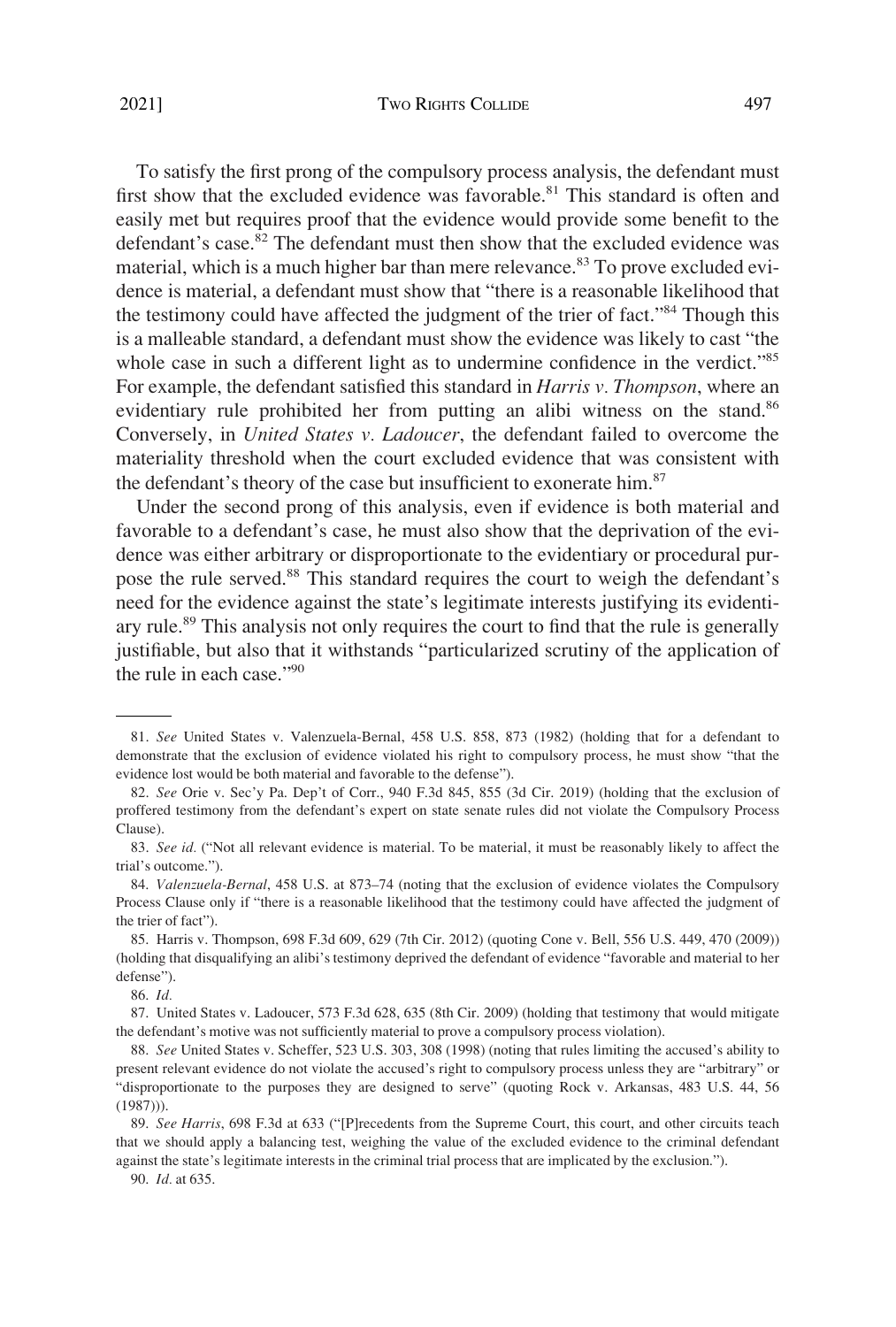To satisfy the first prong of the compulsory process analysis, the defendant must first show that the excluded evidence was favorable.[81] This standard is often and easily met but requires proof that the evidence would provide some benefit to the defendant's case.[82] The defendant must then show that the excluded evidence was material, which is a much higher bar than mere relevance.[83] To prove excluded evidence is material, a defendant must show that "there is a reasonable likelihood that the testimony could have affected the judgment of the trier of fact."[84] Though this is a malleable standard, a defendant must show the evidence was likely to cast "the whole case in such a different light as to undermine confidence in the verdict."[85] For example, the defendant satisfied this standard in *Harris v. Thompson*, where an evidentiary rule prohibited her from putting an alibi witness on the stand.[86] Conversely, in *United States v. Ladoucer*, the defendant failed to overcome the materiality threshold when the court excluded evidence that was consistent with the defendant's theory of the case but insufficient to exonerate him.[87]

Under the second prong of this analysis, even if evidence is both material and favorable to a defendant's case, he must also show that the deprivation of the evidence was either arbitrary or disproportionate to the evidentiary or procedural purpose the rule served.[88] This standard requires the court to weigh the defendant's need for the evidence against the state's legitimate interests justifying its evidentiary rule.[89] This analysis not only requires the court to find that the rule is generally justifiable, but also that it withstands "particularized scrutiny of the application of the rule in each case."[90]

---

81. *See* United States v. Valenzuela-Bernal, 458 U.S. 858, 873 (1982) (holding that for a defendant to demonstrate that the exclusion of evidence violated his right to compulsory process, he must show "that the evidence lost would be both material and favorable to the defense").

82. *See* Orie v. Sec'y Pa. Dep't of Corr., 940 F.3d 845, 855 (3d Cir. 2019) (holding that the exclusion of proffered testimony from the defendant's expert on state senate rules did not violate the Compulsory Process Clause).

83. *See id.* ("Not all relevant evidence is material. To be material, it must be reasonably likely to affect the trial's outcome.").

84. *Valenzuela-Bernal*, 458 U.S. at 873–74 (noting that the exclusion of evidence violates the Compulsory Process Clause only if "there is a reasonable likelihood that the testimony could have affected the judgment of the trier of fact").

85. Harris v. Thompson, 698 F.3d 609, 629 (7th Cir. 2012) (quoting Cone v. Bell, 556 U.S. 449, 470 (2009)) (holding that disqualifying an alibi's testimony deprived the defendant of evidence "favorable and material to her defense").

86. *Id.*

87. United States v. Ladoucer, 573 F.3d 628, 635 (8th Cir. 2009) (holding that testimony that would mitigate the defendant's motive was not sufficiently material to prove a compulsory process violation).

88. *See* United States v. Scheffer, 523 U.S. 303, 308 (1998) (noting that rules limiting the accused's ability to present relevant evidence do not violate the accused's right to compulsory process unless they are "arbitrary" or "disproportionate to the purposes they are designed to serve" (quoting Rock v. Arkansas, 483 U.S. 44, 56 (1987))).

89. *See Harris*, 698 F.3d at 633 ("[P]recedents from the Supreme Court, this court, and other circuits teach that we should apply a balancing test, weighing the value of the excluded evidence to the criminal defendant against the state's legitimate interests in the criminal trial process that are implicated by the exclusion.").

90. *Id.* at 635.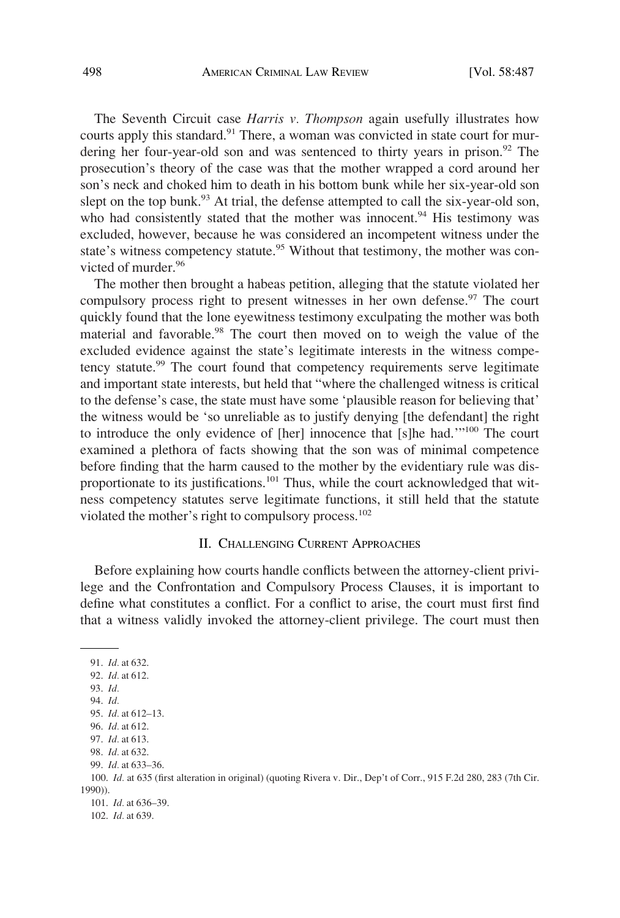The Seventh Circuit case *Harris v. Thompson* again usefully illustrates how courts apply this standard.[91] There, a woman was convicted in state court for murdering her four-year-old son and was sentenced to thirty years in prison.[92] The prosecution's theory of the case was that the mother wrapped a cord around her son's neck and choked him to death in his bottom bunk while her six-year-old son slept on the top bunk.[93] At trial, the defense attempted to call the six-year-old son, who had consistently stated that the mother was innocent.[94] His testimony was excluded, however, because he was considered an incompetent witness under the state's witness competency statute.[95] Without that testimony, the mother was convicted of murder.[96]

The mother then brought a habeas petition, alleging that the statute violated her compulsory process right to present witnesses in her own defense.[97] The court quickly found that the lone eyewitness testimony exculpating the mother was both material and favorable.[98] The court then moved on to weigh the value of the excluded evidence against the state's legitimate interests in the witness competency statute.[99] The court found that competency requirements serve legitimate and important state interests, but held that "where the challenged witness is critical to the defense's case, the state must have some 'plausible reason for believing that' the witness would be 'so unreliable as to justify denying [the defendant] the right to introduce the only evidence of [her] innocence that [s]he had.'"[100] The court examined a plethora of facts showing that the son was of minimal competence before finding that the harm caused to the mother by the evidentiary rule was disproportionate to its justifications.[101] Thus, while the court acknowledged that witness competency statutes serve legitimate functions, it still held that the statute violated the mother's right to compulsory process.[102]

## II. Challenging Current Approaches

Before explaining how courts handle conflicts between the attorney-client privilege and the Confrontation and Compulsory Process Clauses, it is important to define what constitutes a conflict. For a conflict to arise, the court must first find that a witness validly invoked the attorney-client privilege. The court must then

---

91. *Id.* at 632.
92. *Id.* at 612.
93. *Id.*
94. *Id.*
95. *Id.* at 612–13.
96. *Id.* at 612.
97. *Id.* at 613.
98. *Id.* at 632.
99. *Id.* at 633–36.
100. *Id.* at 635 (first alteration in original) (quoting Rivera v. Dir., Dep't of Corr., 915 F.2d 280, 283 (7th Cir. 1990)).
101. *Id.* at 636–39.
102. *Id.* at 639.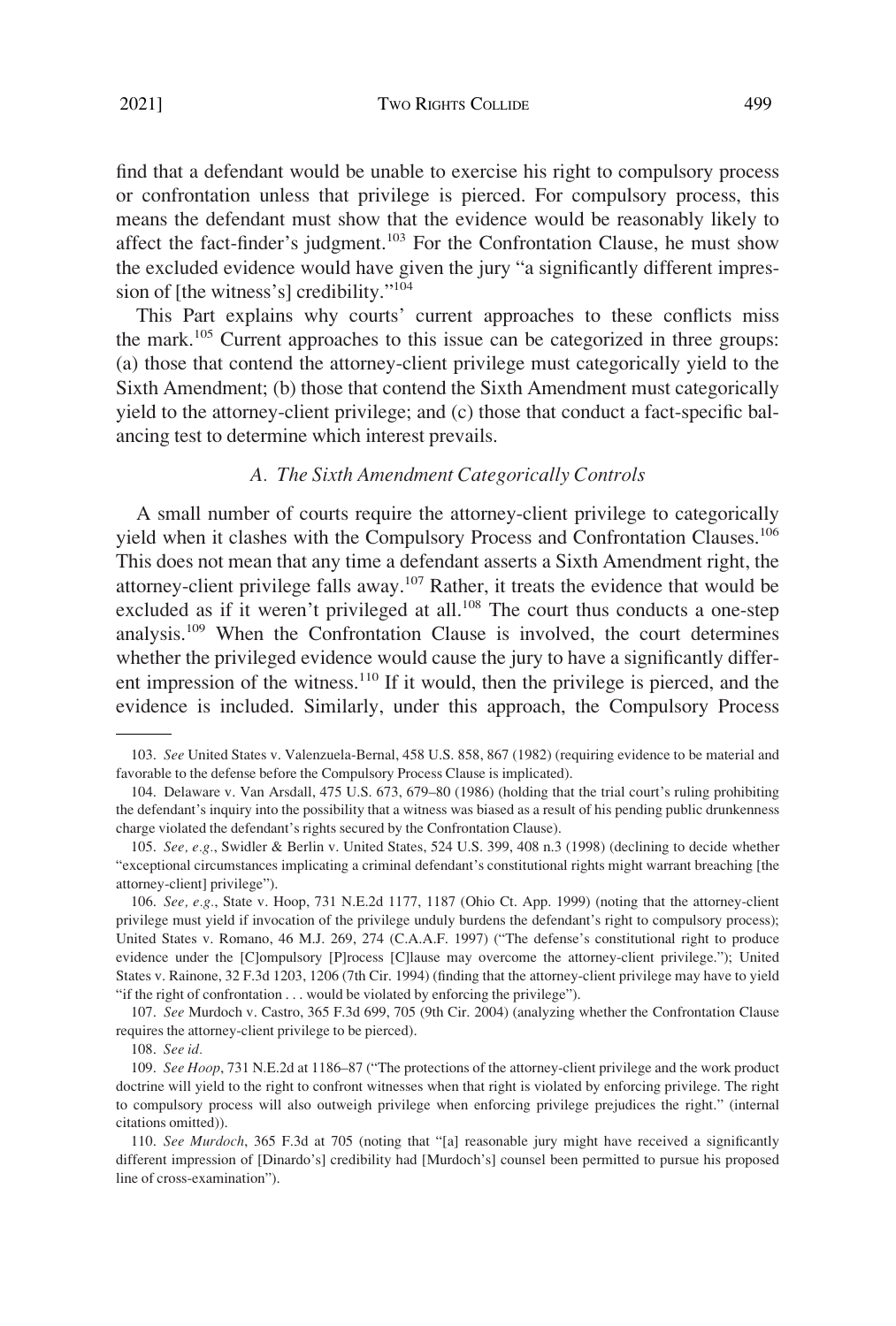find that a defendant would be unable to exercise his right to compulsory process or confrontation unless that privilege is pierced. For compulsory process, this means the defendant must show that the evidence would be reasonably likely to affect the fact-finder's judgment.[103] For the Confrontation Clause, he must show the excluded evidence would have given the jury "a significantly different impression of [the witness's] credibility."[104]

This Part explains why courts' current approaches to these conflicts miss the mark.[105] Current approaches to this issue can be categorized in three groups: (a) those that contend the attorney-client privilege must categorically yield to the Sixth Amendment; (b) those that contend the Sixth Amendment must categorically yield to the attorney-client privilege; and (c) those that conduct a fact-specific balancing test to determine which interest prevails.

### *A. The Sixth Amendment Categorically Controls*

A small number of courts require the attorney-client privilege to categorically yield when it clashes with the Compulsory Process and Confrontation Clauses.[106] This does not mean that any time a defendant asserts a Sixth Amendment right, the attorney-client privilege falls away.[107] Rather, it treats the evidence that would be excluded as if it weren't privileged at all.[108] The court thus conducts a one-step analysis.[109] When the Confrontation Clause is involved, the court determines whether the privileged evidence would cause the jury to have a significantly different impression of the witness.[110] If it would, then the privilege is pierced, and the evidence is included. Similarly, under this approach, the Compulsory Process

---

103. *See* United States v. Valenzuela-Bernal, 458 U.S. 858, 867 (1982) (requiring evidence to be material and favorable to the defense before the Compulsory Process Clause is implicated).

104. Delaware v. Van Arsdall, 475 U.S. 673, 679–80 (1986) (holding that the trial court's ruling prohibiting the defendant's inquiry into the possibility that a witness was biased as a result of his pending public drunkenness charge violated the defendant's rights secured by the Confrontation Clause).

105. *See, e.g.*, Swidler & Berlin v. United States, 524 U.S. 399, 408 n.3 (1998) (declining to decide whether "exceptional circumstances implicating a criminal defendant's constitutional rights might warrant breaching [the attorney-client] privilege").

106. *See, e.g.*, State v. Hoop, 731 N.E.2d 1177, 1187 (Ohio Ct. App. 1999) (noting that the attorney-client privilege must yield if invocation of the privilege unduly burdens the defendant's right to compulsory process); United States v. Romano, 46 M.J. 269, 274 (C.A.A.F. 1997) ("The defense's constitutional right to produce evidence under the [C]ompulsory [P]rocess [C]lause may overcome the attorney-client privilege."); United States v. Rainone, 32 F.3d 1203, 1206 (7th Cir. 1994) (finding that the attorney-client privilege may have to yield "if the right of confrontation . . . would be violated by enforcing the privilege").

107. *See* Murdoch v. Castro, 365 F.3d 699, 705 (9th Cir. 2004) (analyzing whether the Confrontation Clause requires the attorney-client privilege to be pierced).

108. *See id.*

109. *See Hoop*, 731 N.E.2d at 1186–87 ("The protections of the attorney-client privilege and the work product doctrine will yield to the right to confront witnesses when that right is violated by enforcing privilege. The right to compulsory process will also outweigh privilege when enforcing privilege prejudices the right." (internal citations omitted)).

110. *See Murdoch*, 365 F.3d at 705 (noting that "[a] reasonable jury might have received a significantly different impression of [Dinardo's] credibility had [Murdoch's] counsel been permitted to pursue his proposed line of cross-examination").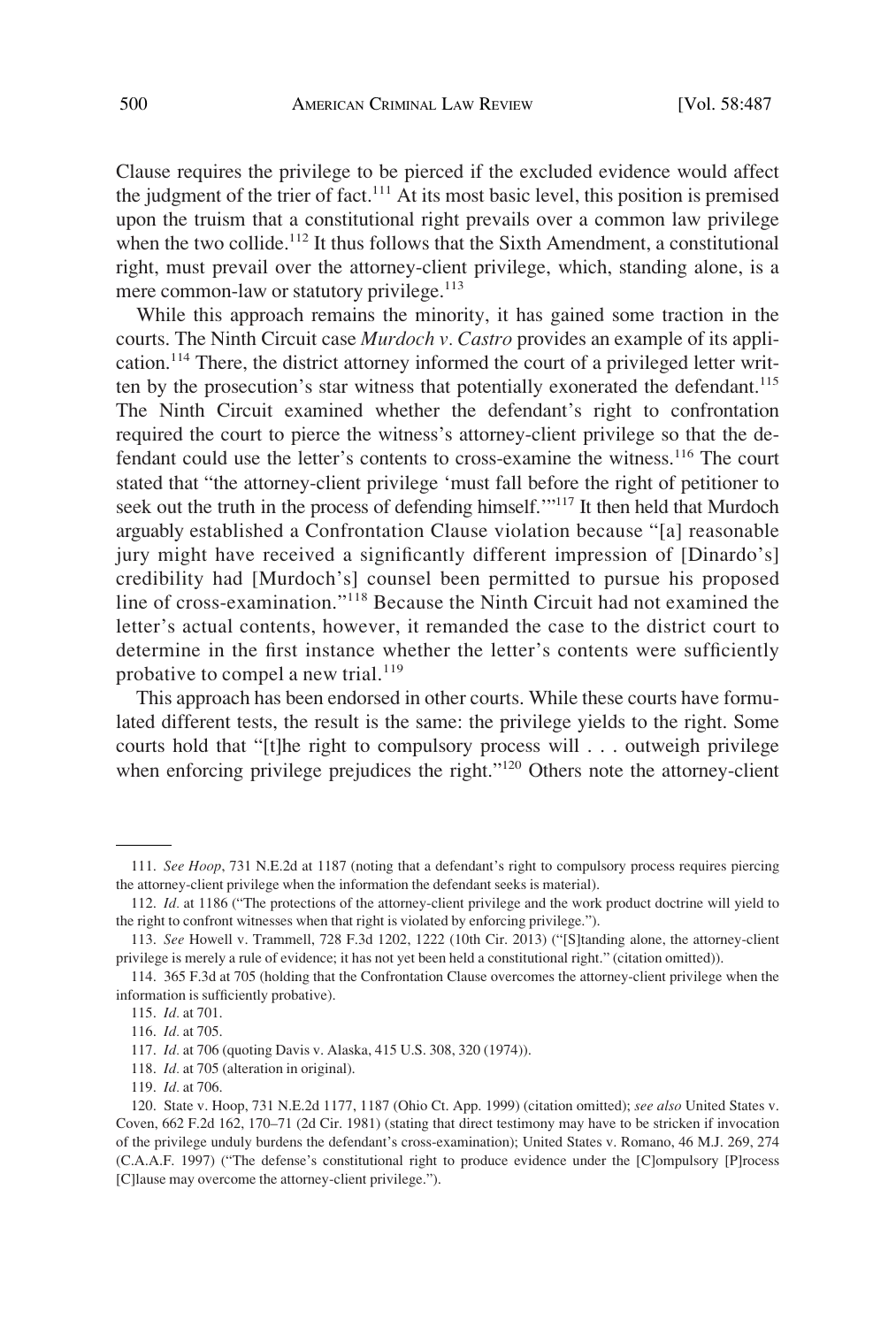Clause requires the privilege to be pierced if the excluded evidence would affect the judgment of the trier of fact.[111] At its most basic level, this position is premised upon the truism that a constitutional right prevails over a common law privilege when the two collide.[112] It thus follows that the Sixth Amendment, a constitutional right, must prevail over the attorney-client privilege, which, standing alone, is a mere common-law or statutory privilege.[113]

While this approach remains the minority, it has gained some traction in the courts. The Ninth Circuit case *Murdoch v. Castro* provides an example of its application.[114] There, the district attorney informed the court of a privileged letter written by the prosecution's star witness that potentially exonerated the defendant.[115] The Ninth Circuit examined whether the defendant's right to confrontation required the court to pierce the witness's attorney-client privilege so that the defendant could use the letter's contents to cross-examine the witness.[116] The court stated that "the attorney-client privilege 'must fall before the right of petitioner to seek out the truth in the process of defending himself.'"[117] It then held that Murdoch arguably established a Confrontation Clause violation because "[a] reasonable jury might have received a significantly different impression of [Dinardo's] credibility had [Murdoch's] counsel been permitted to pursue his proposed line of cross-examination."[118] Because the Ninth Circuit had not examined the letter's actual contents, however, it remanded the case to the district court to determine in the first instance whether the letter's contents were sufficiently probative to compel a new trial.[119]

This approach has been endorsed in other courts. While these courts have formulated different tests, the result is the same: the privilege yields to the right. Some courts hold that "[t]he right to compulsory process will . . . outweigh privilege when enforcing privilege prejudices the right."[120] Others note the attorney-client

---

111. *See Hoop*, 731 N.E.2d at 1187 (noting that a defendant's right to compulsory process requires piercing the attorney-client privilege when the information the defendant seeks is material).

112. *Id.* at 1186 ("The protections of the attorney-client privilege and the work product doctrine will yield to the right to confront witnesses when that right is violated by enforcing privilege.").

113. *See* Howell v. Trammell, 728 F.3d 1202, 1222 (10th Cir. 2013) ("[S]tanding alone, the attorney-client privilege is merely a rule of evidence; it has not yet been held a constitutional right." (citation omitted)).

114. 365 F.3d at 705 (holding that the Confrontation Clause overcomes the attorney-client privilege when the information is sufficiently probative).

115. *Id.* at 701.

116. *Id.* at 705.

117. *Id.* at 706 (quoting Davis v. Alaska, 415 U.S. 308, 320 (1974)).

118. *Id.* at 705 (alteration in original).

119. *Id.* at 706.

120. State v. Hoop, 731 N.E.2d 1177, 1187 (Ohio Ct. App. 1999) (citation omitted); *see also* United States v. Coven, 662 F.2d 162, 170–71 (2d Cir. 1981) (stating that direct testimony may have to be stricken if invocation of the privilege unduly burdens the defendant's cross-examination); United States v. Romano, 46 M.J. 269, 274 (C.A.A.F. 1997) ("The defense's constitutional right to produce evidence under the [C]ompulsory [P]rocess [C]lause may overcome the attorney-client privilege.").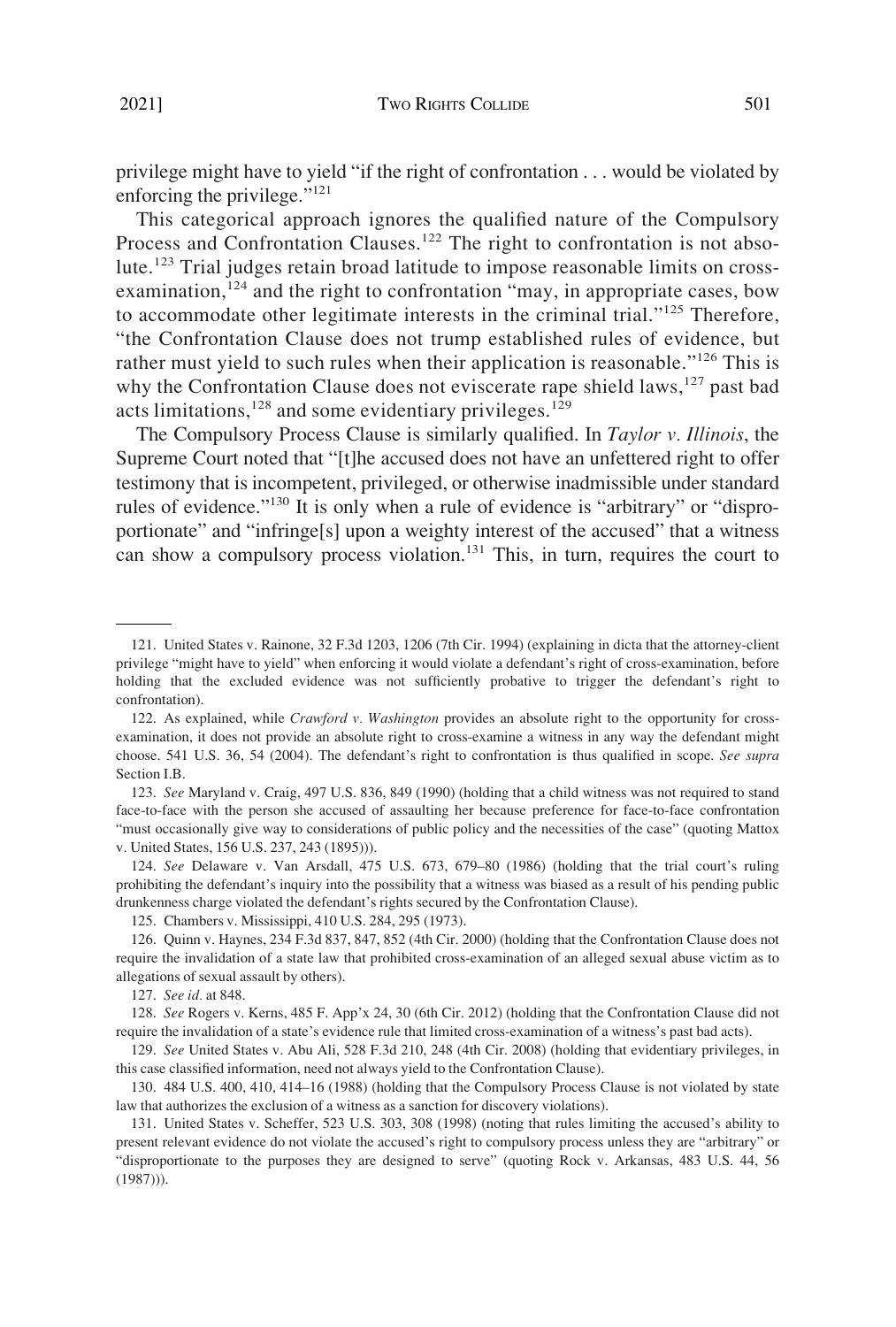privilege might have to yield "if the right of confrontation . . . would be violated by enforcing the privilege."[121]

This categorical approach ignores the qualified nature of the Compulsory Process and Confrontation Clauses.[122] The right to confrontation is not absolute.[123] Trial judges retain broad latitude to impose reasonable limits on cross-examination,[124] and the right to confrontation "may, in appropriate cases, bow to accommodate other legitimate interests in the criminal trial."[125] Therefore, "the Confrontation Clause does not trump established rules of evidence, but rather must yield to such rules when their application is reasonable."[126] This is why the Confrontation Clause does not eviscerate rape shield laws,[127] past bad acts limitations,[128] and some evidentiary privileges.[129]

The Compulsory Process Clause is similarly qualified. In *Taylor v. Illinois*, the Supreme Court noted that "[t]he accused does not have an unfettered right to offer testimony that is incompetent, privileged, or otherwise inadmissible under standard rules of evidence."[130] It is only when a rule of evidence is "arbitrary" or "disproportionate" and "infringe[s] upon a weighty interest of the accused" that a witness can show a compulsory process violation.[131] This, in turn, requires the court to

---

121. United States v. Rainone, 32 F.3d 1203, 1206 (7th Cir. 1994) (explaining in dicta that the attorney-client privilege "might have to yield" when enforcing it would violate a defendant's right of cross-examination, before holding that the excluded evidence was not sufficiently probative to trigger the defendant's right to confrontation).

122. As explained, while *Crawford v. Washington* provides an absolute right to the opportunity for cross-examination, it does not provide an absolute right to cross-examine a witness in any way the defendant might choose. 541 U.S. 36, 54 (2004). The defendant's right to confrontation is thus qualified in scope. *See supra* Section I.B.

123. *See* Maryland v. Craig, 497 U.S. 836, 849 (1990) (holding that a child witness was not required to stand face-to-face with the person she accused of assaulting her because preference for face-to-face confrontation "must occasionally give way to considerations of public policy and the necessities of the case" (quoting Mattox v. United States, 156 U.S. 237, 243 (1895))).

124. *See* Delaware v. Van Arsdall, 475 U.S. 673, 679–80 (1986) (holding that the trial court's ruling prohibiting the defendant's inquiry into the possibility that a witness was biased as a result of his pending public drunkenness charge violated the defendant's rights secured by the Confrontation Clause).

125. Chambers v. Mississippi, 410 U.S. 284, 295 (1973).

126. Quinn v. Haynes, 234 F.3d 837, 847, 852 (4th Cir. 2000) (holding that the Confrontation Clause does not require the invalidation of a state law that prohibited cross-examination of an alleged sexual abuse victim as to allegations of sexual assault by others).

127. *See id.* at 848.

128. *See* Rogers v. Kerns, 485 F. App'x 24, 30 (6th Cir. 2012) (holding that the Confrontation Clause did not require the invalidation of a state's evidence rule that limited cross-examination of a witness's past bad acts).

129. *See* United States v. Abu Ali, 528 F.3d 210, 248 (4th Cir. 2008) (holding that evidentiary privileges, in this case classified information, need not always yield to the Confrontation Clause).

130. 484 U.S. 400, 410, 414–16 (1988) (holding that the Compulsory Process Clause is not violated by state law that authorizes the exclusion of a witness as a sanction for discovery violations).

131. United States v. Scheffer, 523 U.S. 303, 308 (1998) (noting that rules limiting the accused's ability to present relevant evidence do not violate the accused's right to compulsory process unless they are "arbitrary" or "disproportionate to the purposes they are designed to serve" (quoting Rock v. Arkansas, 483 U.S. 44, 56 (1987))).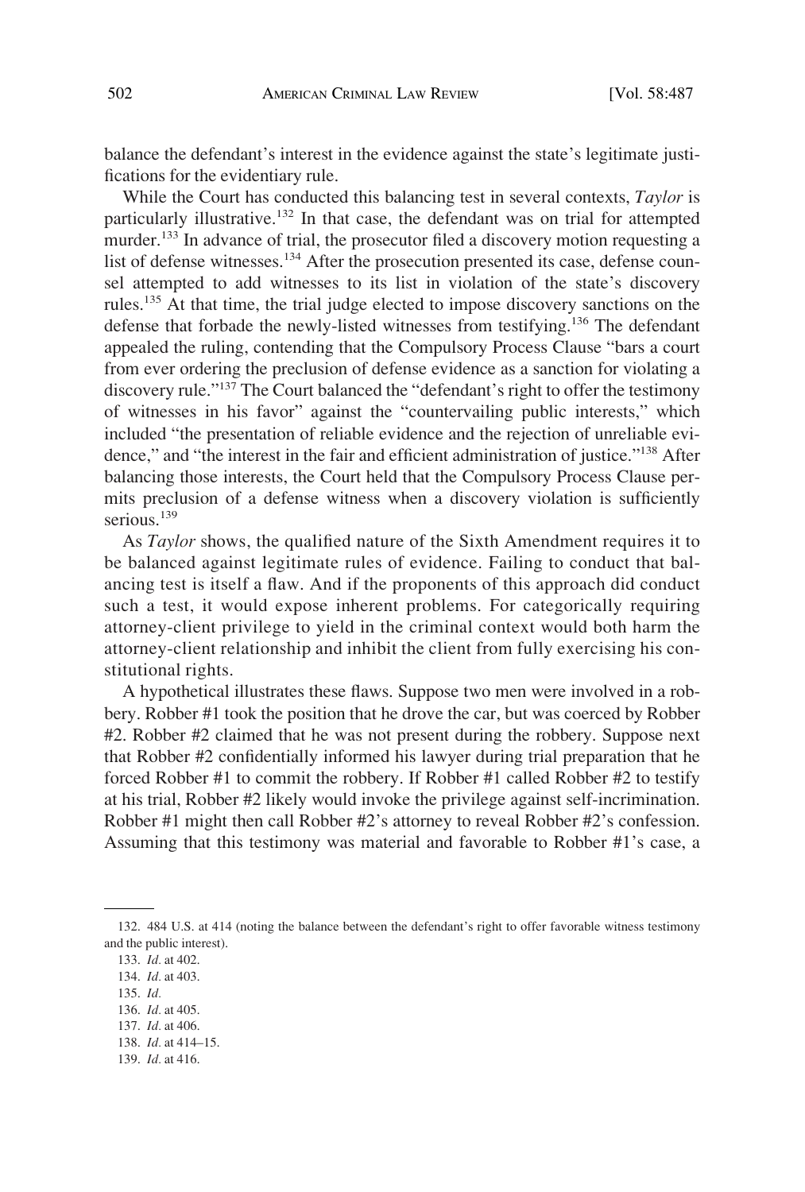balance the defendant's interest in the evidence against the state's legitimate justifications for the evidentiary rule.

While the Court has conducted this balancing test in several contexts, *Taylor* is particularly illustrative.[132] In that case, the defendant was on trial for attempted murder.[133] In advance of trial, the prosecutor filed a discovery motion requesting a list of defense witnesses.[134] After the prosecution presented its case, defense counsel attempted to add witnesses to its list in violation of the state's discovery rules.[135] At that time, the trial judge elected to impose discovery sanctions on the defense that forbade the newly-listed witnesses from testifying.[136] The defendant appealed the ruling, contending that the Compulsory Process Clause "bars a court from ever ordering the preclusion of defense evidence as a sanction for violating a discovery rule."[137] The Court balanced the "defendant's right to offer the testimony of witnesses in his favor" against the "countervailing public interests," which included "the presentation of reliable evidence and the rejection of unreliable evidence," and "the interest in the fair and efficient administration of justice."[138] After balancing those interests, the Court held that the Compulsory Process Clause permits preclusion of a defense witness when a discovery violation is sufficiently serious.[139]

As *Taylor* shows, the qualified nature of the Sixth Amendment requires it to be balanced against legitimate rules of evidence. Failing to conduct that balancing test is itself a flaw. And if the proponents of this approach did conduct such a test, it would expose inherent problems. For categorically requiring attorney-client privilege to yield in the criminal context would both harm the attorney-client relationship and inhibit the client from fully exercising his constitutional rights.

A hypothetical illustrates these flaws. Suppose two men were involved in a robbery. Robber #1 took the position that he drove the car, but was coerced by Robber #2. Robber #2 claimed that he was not present during the robbery. Suppose next that Robber #2 confidentially informed his lawyer during trial preparation that he forced Robber #1 to commit the robbery. If Robber #1 called Robber #2 to testify at his trial, Robber #2 likely would invoke the privilege against self-incrimination. Robber #1 might then call Robber #2's attorney to reveal Robber #2's confession. Assuming that this testimony was material and favorable to Robber #1's case, a

132. 484 U.S. at 414 (noting the balance between the defendant's right to offer favorable witness testimony and the public interest).

133. *Id.* at 402.

134. *Id.* at 403.

135. *Id.*

136. *Id.* at 405.

137. *Id.* at 406.

138. *Id.* at 414–15.

139. *Id.* at 416.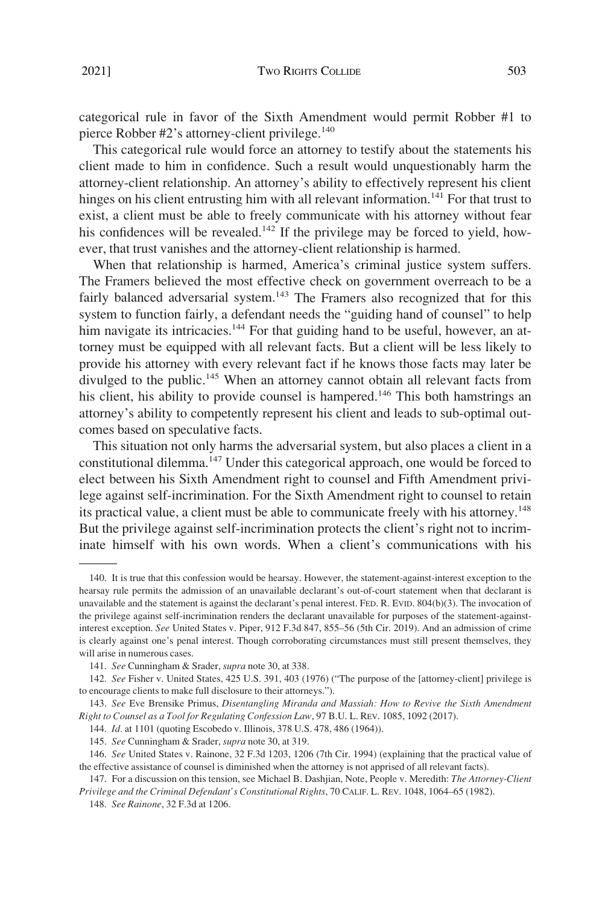categorical rule in favor of the Sixth Amendment would permit Robber #1 to pierce Robber #2's attorney-client privilege.[140]

This categorical rule would force an attorney to testify about the statements his client made to him in confidence. Such a result would unquestionably harm the attorney-client relationship. An attorney's ability to effectively represent his client hinges on his client entrusting him with all relevant information.[141] For that trust to exist, a client must be able to freely communicate with his attorney without fear his confidences will be revealed.[142] If the privilege may be forced to yield, however, that trust vanishes and the attorney-client relationship is harmed.

When that relationship is harmed, America's criminal justice system suffers. The Framers believed the most effective check on government overreach to be a fairly balanced adversarial system.[143] The Framers also recognized that for this system to function fairly, a defendant needs the "guiding hand of counsel" to help him navigate its intricacies.[144] For that guiding hand to be useful, however, an attorney must be equipped with all relevant facts. But a client will be less likely to provide his attorney with every relevant fact if he knows those facts may later be divulged to the public.[145] When an attorney cannot obtain all relevant facts from his client, his ability to provide counsel is hampered.[146] This both hamstrings an attorney's ability to competently represent his client and leads to sub-optimal outcomes based on speculative facts.

This situation not only harms the adversarial system, but also places a client in a constitutional dilemma.[147] Under this categorical approach, one would be forced to elect between his Sixth Amendment right to counsel and Fifth Amendment privilege against self-incrimination. For the Sixth Amendment right to counsel to retain its practical value, a client must be able to communicate freely with his attorney.[148] But the privilege against self-incrimination protects the client's right not to incriminate himself with his own words. When a client's communications with his

---

140. It is true that this confession would be hearsay. However, the statement-against-interest exception to the hearsay rule permits the admission of an unavailable declarant's out-of-court statement when that declarant is unavailable and the statement is against the declarant's penal interest. FED. R. EVID. 804(b)(3). The invocation of the privilege against self-incrimination renders the declarant unavailable for purposes of the statement-against-interest exception. *See* United States v. Piper, 912 F.3d 847, 855–56 (5th Cir. 2019). And an admission of crime is clearly against one's penal interest. Though corroborating circumstances must still present themselves, they will arise in numerous cases.

141. *See* Cunningham & Srader, *supra* note 30, at 338.

142. *See* Fisher v. United States, 425 U.S. 391, 403 (1976) ("The purpose of the [attorney-client] privilege is to encourage clients to make full disclosure to their attorneys.").

143. *See* Eve Brensike Primus, *Disentangling Miranda and Massiah: How to Revive the Sixth Amendment Right to Counsel as a Tool for Regulating Confession Law*, 97 B.U. L. REV. 1085, 1092 (2017).

144. *Id.* at 1101 (quoting Escobedo v. Illinois, 378 U.S. 478, 486 (1964)).

145. *See* Cunningham & Srader, *supra* note 30, at 319.

146. *See* United States v. Rainone, 32 F.3d 1203, 1206 (7th Cir. 1994) (explaining that the practical value of the effective assistance of counsel is diminished when the attorney is not apprised of all relevant facts).

147. For a discussion on this tension, see Michael B. Dashjian, Note, People v. Meredith: *The Attorney-Client Privilege and the Criminal Defendant's Constitutional Rights*, 70 CALIF. L. REV. 1048, 1064–65 (1982).

148. *See Rainone*, 32 F.3d at 1206.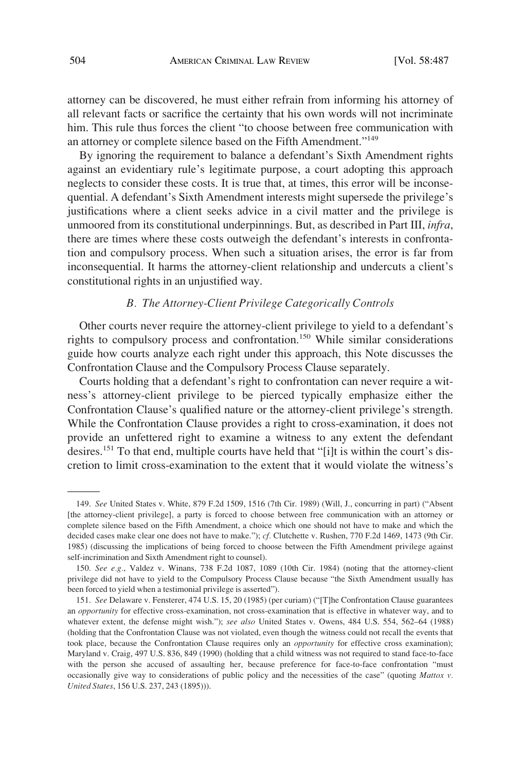attorney can be discovered, he must either refrain from informing his attorney of all relevant facts or sacrifice the certainty that his own words will not incriminate him. This rule thus forces the client "to choose between free communication with an attorney or complete silence based on the Fifth Amendment."[149]

By ignoring the requirement to balance a defendant's Sixth Amendment rights against an evidentiary rule's legitimate purpose, a court adopting this approach neglects to consider these costs. It is true that, at times, this error will be inconsequential. A defendant's Sixth Amendment interests might supersede the privilege's justifications where a client seeks advice in a civil matter and the privilege is unmoored from its constitutional underpinnings. But, as described in Part III, *infra*, there are times where these costs outweigh the defendant's interests in confrontation and compulsory process. When such a situation arises, the error is far from inconsequential. It harms the attorney-client relationship and undercuts a client's constitutional rights in an unjustified way.

### *B. The Attorney-Client Privilege Categorically Controls*

Other courts never require the attorney-client privilege to yield to a defendant's rights to compulsory process and confrontation.[150] While similar considerations guide how courts analyze each right under this approach, this Note discusses the Confrontation Clause and the Compulsory Process Clause separately.

Courts holding that a defendant's right to confrontation can never require a witness's attorney-client privilege to be pierced typically emphasize either the Confrontation Clause's qualified nature or the attorney-client privilege's strength. While the Confrontation Clause provides a right to cross-examination, it does not provide an unfettered right to examine a witness to any extent the defendant desires.[151] To that end, multiple courts have held that "[i]t is within the court's discretion to limit cross-examination to the extent that it would violate the witness's

---

149. *See* United States v. White, 879 F.2d 1509, 1516 (7th Cir. 1989) (Will, J., concurring in part) ("Absent [the attorney-client privilege], a party is forced to choose between free communication with an attorney or complete silence based on the Fifth Amendment, a choice which one should not have to make and which the decided cases make clear one does not have to make."); *cf.* Clutchette v. Rushen, 770 F.2d 1469, 1473 (9th Cir. 1985) (discussing the implications of being forced to choose between the Fifth Amendment privilege against self-incrimination and Sixth Amendment right to counsel).

150. *See e.g.*, Valdez v. Winans, 738 F.2d 1087, 1089 (10th Cir. 1984) (noting that the attorney-client privilege did not have to yield to the Compulsory Process Clause because "the Sixth Amendment usually has been forced to yield when a testimonial privilege is asserted").

151. *See* Delaware v. Fensterer, 474 U.S. 15, 20 (1985) (per curiam) ("[T]he Confrontation Clause guarantees an *opportunity* for effective cross-examination, not cross-examination that is effective in whatever way, and to whatever extent, the defense might wish."); *see also* United States v. Owens, 484 U.S. 554, 562–64 (1988) (holding that the Confrontation Clause was not violated, even though the witness could not recall the events that took place, because the Confrontation Clause requires only an *opportunity* for effective cross examination); Maryland v. Craig, 497 U.S. 836, 849 (1990) (holding that a child witness was not required to stand face-to-face with the person she accused of assaulting her, because preference for face-to-face confrontation "must occasionally give way to considerations of public policy and the necessities of the case" (quoting *Mattox v. United States*, 156 U.S. 237, 243 (1895))).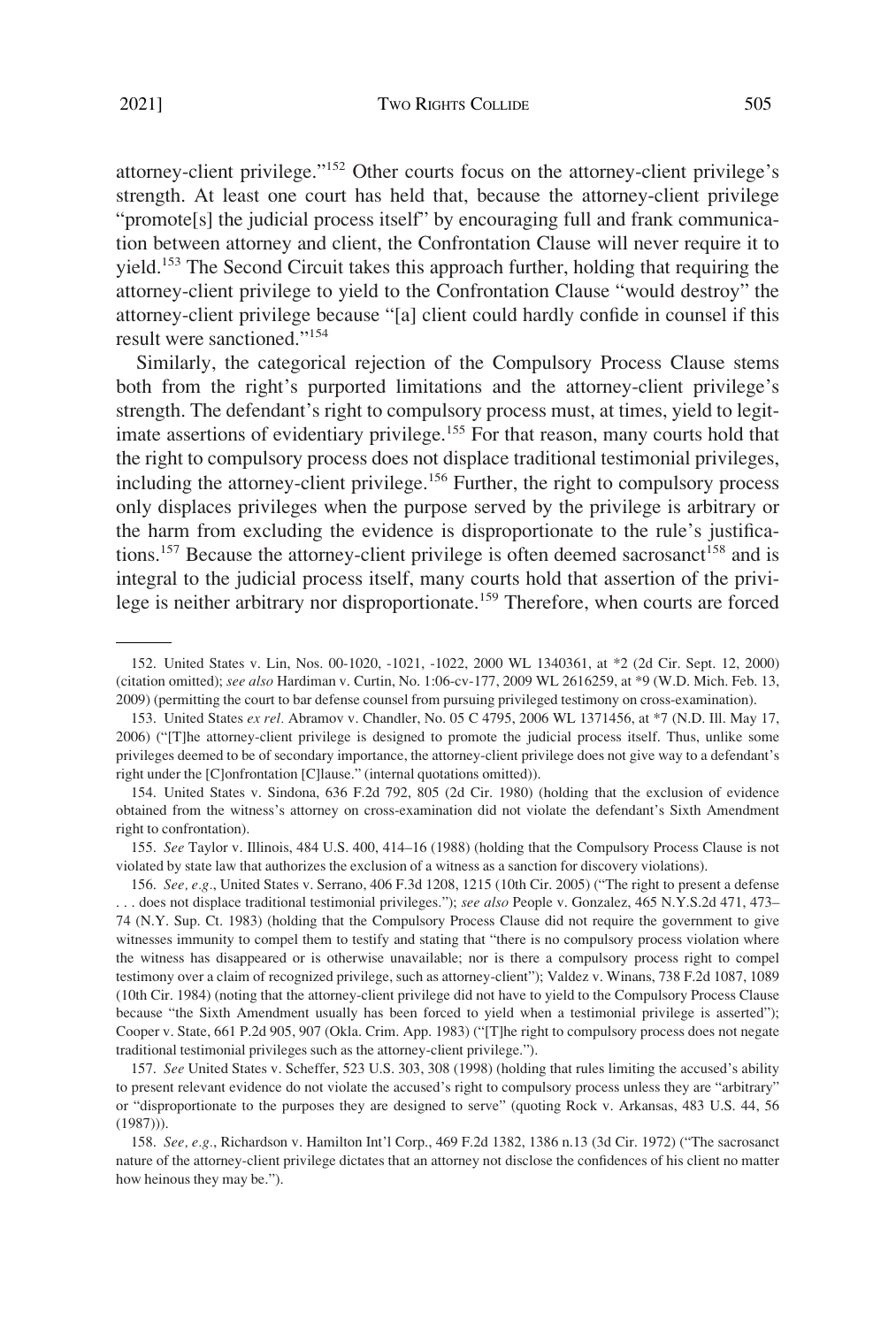attorney-client privilege."[152] Other courts focus on the attorney-client privilege's strength. At least one court has held that, because the attorney-client privilege "promote[s] the judicial process itself" by encouraging full and frank communication between attorney and client, the Confrontation Clause will never require it to yield.[153] The Second Circuit takes this approach further, holding that requiring the attorney-client privilege to yield to the Confrontation Clause "would destroy" the attorney-client privilege because "[a] client could hardly confide in counsel if this result were sanctioned."[154]

Similarly, the categorical rejection of the Compulsory Process Clause stems both from the right's purported limitations and the attorney-client privilege's strength. The defendant's right to compulsory process must, at times, yield to legitimate assertions of evidentiary privilege.[155] For that reason, many courts hold that the right to compulsory process does not displace traditional testimonial privileges, including the attorney-client privilege.[156] Further, the right to compulsory process only displaces privileges when the purpose served by the privilege is arbitrary or the harm from excluding the evidence is disproportionate to the rule's justifications.[157] Because the attorney-client privilege is often deemed sacrosanct[158] and is integral to the judicial process itself, many courts hold that assertion of the privilege is neither arbitrary nor disproportionate.[159] Therefore, when courts are forced

---

152. United States v. Lin, Nos. 00-1020, -1021, -1022, 2000 WL 1340361, at *2 (2d Cir. Sept. 12, 2000) (citation omitted); *see also* Hardiman v. Curtin, No. 1:06-cv-177, 2009 WL 2616259, at *9 (W.D. Mich. Feb. 13, 2009) (permitting the court to bar defense counsel from pursuing privileged testimony on cross-examination).

153. United States *ex rel.* Abramov v. Chandler, No. 05 C 4795, 2006 WL 1371456, at *7 (N.D. Ill. May 17, 2006) ("[T]he attorney-client privilege is designed to promote the judicial process itself. Thus, unlike some privileges deemed to be of secondary importance, the attorney-client privilege does not give way to a defendant's right under the [C]onfrontation [C]lause." (internal quotations omitted)).

154. United States v. Sindona, 636 F.2d 792, 805 (2d Cir. 1980) (holding that the exclusion of evidence obtained from the witness's attorney on cross-examination did not violate the defendant's Sixth Amendment right to confrontation).

155. *See* Taylor v. Illinois, 484 U.S. 400, 414–16 (1988) (holding that the Compulsory Process Clause is not violated by state law that authorizes the exclusion of a witness as a sanction for discovery violations).

156. *See, e.g.*, United States v. Serrano, 406 F.3d 1208, 1215 (10th Cir. 2005) ("The right to present a defense . . . does not displace traditional testimonial privileges."); *see also* People v. Gonzalez, 465 N.Y.S.2d 471, 473–74 (N.Y. Sup. Ct. 1983) (holding that the Compulsory Process Clause did not require the government to give witnesses immunity to compel them to testify and stating that "there is no compulsory process violation where the witness has disappeared or is otherwise unavailable; nor is there a compulsory process right to compel testimony over a claim of recognized privilege, such as attorney-client"); Valdez v. Winans, 738 F.2d 1087, 1089 (10th Cir. 1984) (noting that the attorney-client privilege did not have to yield to the Compulsory Process Clause because "the Sixth Amendment usually has been forced to yield when a testimonial privilege is asserted"); Cooper v. State, 661 P.2d 905, 907 (Okla. Crim. App. 1983) ("[T]he right to compulsory process does not negate traditional testimonial privileges such as the attorney-client privilege.").

157. *See* United States v. Scheffer, 523 U.S. 303, 308 (1998) (holding that rules limiting the accused's ability to present relevant evidence do not violate the accused's right to compulsory process unless they are "arbitrary" or "disproportionate to the purposes they are designed to serve" (quoting Rock v. Arkansas, 483 U.S. 44, 56 (1987))).

158. *See, e.g.*, Richardson v. Hamilton Int'l Corp., 469 F.2d 1382, 1386 n.13 (3d Cir. 1972) ("The sacrosanct nature of the attorney-client privilege dictates that an attorney not disclose the confidences of his client no matter how heinous they may be.").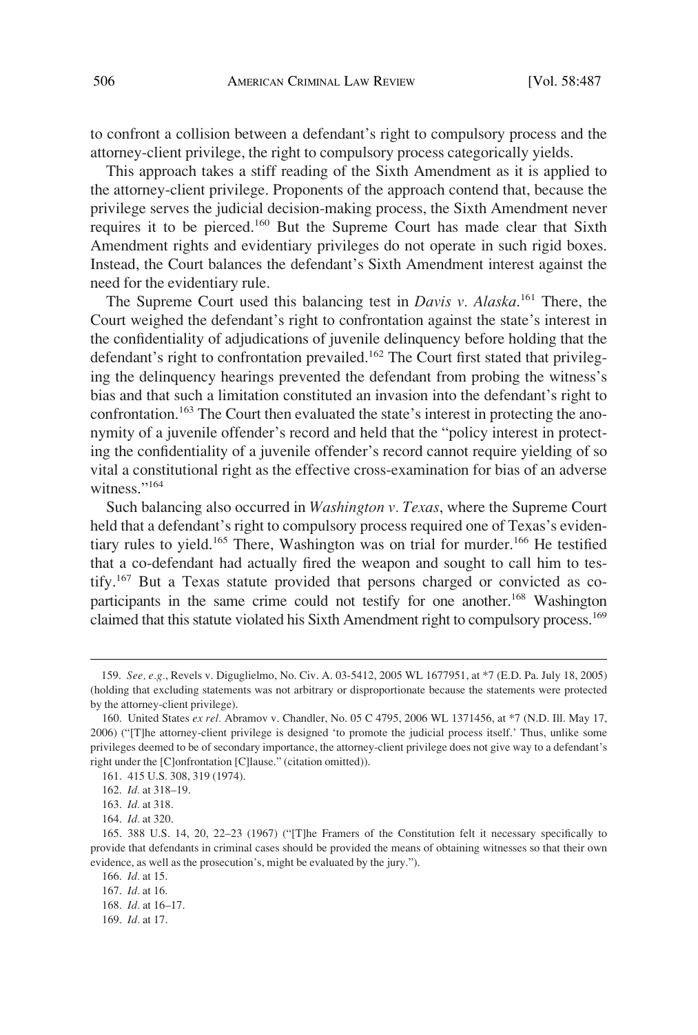to confront a collision between a defendant's right to compulsory process and the attorney-client privilege, the right to compulsory process categorically yields.

This approach takes a stiff reading of the Sixth Amendment as it is applied to the attorney-client privilege. Proponents of the approach contend that, because the privilege serves the judicial decision-making process, the Sixth Amendment never requires it to be pierced.[160] But the Supreme Court has made clear that Sixth Amendment rights and evidentiary privileges do not operate in such rigid boxes. Instead, the Court balances the defendant's Sixth Amendment interest against the need for the evidentiary rule.

The Supreme Court used this balancing test in *Davis v. Alaska*.[161] There, the Court weighed the defendant's right to confrontation against the state's interest in the confidentiality of adjudications of juvenile delinquency before holding that the defendant's right to confrontation prevailed.[162] The Court first stated that privileging the delinquency hearings prevented the defendant from probing the witness's bias and that such a limitation constituted an invasion into the defendant's right to confrontation.[163] The Court then evaluated the state's interest in protecting the anonymity of a juvenile offender's record and held that the "policy interest in protecting the confidentiality of a juvenile offender's record cannot require yielding of so vital a constitutional right as the effective cross-examination for bias of an adverse witness."[164]

Such balancing also occurred in *Washington v. Texas*, where the Supreme Court held that a defendant's right to compulsory process required one of Texas's evidentiary rules to yield.[165] There, Washington was on trial for murder.[166] He testified that a co-defendant had actually fired the weapon and sought to call him to testify.[167] But a Texas statute provided that persons charged or convicted as co-participants in the same crime could not testify for one another.[168] Washington claimed that this statute violated his Sixth Amendment right to compulsory process.[169]

---

159. *See, e.g.*, Revels v. Diguglielmo, No. Civ. A. 03-5412, 2005 WL 1677951, at *7 (E.D. Pa. July 18, 2005) (holding that excluding statements was not arbitrary or disproportionate because the statements were protected by the attorney-client privilege).

160. United States *ex rel.* Abramov v. Chandler, No. 05 C 4795, 2006 WL 1371456, at *7 (N.D. Ill. May 17, 2006) ("[T]he attorney-client privilege is designed 'to promote the judicial process itself.' Thus, unlike some privileges deemed to be of secondary importance, the attorney-client privilege does not give way to a defendant's right under the [C]onfrontation [C]lause." (citation omitted)).

161. 415 U.S. 308, 319 (1974).

162. *Id.* at 318–19.

163. *Id.* at 318.

164. *Id.* at 320.

165. 388 U.S. 14, 20, 22–23 (1967) ("[T]he Framers of the Constitution felt it necessary specifically to provide that defendants in criminal cases should be provided the means of obtaining witnesses so that their own evidence, as well as the prosecution's, might be evaluated by the jury.").

166. *Id.* at 15.

167. *Id.* at 16.

168. *Id.* at 16–17.

169. *Id.* at 17.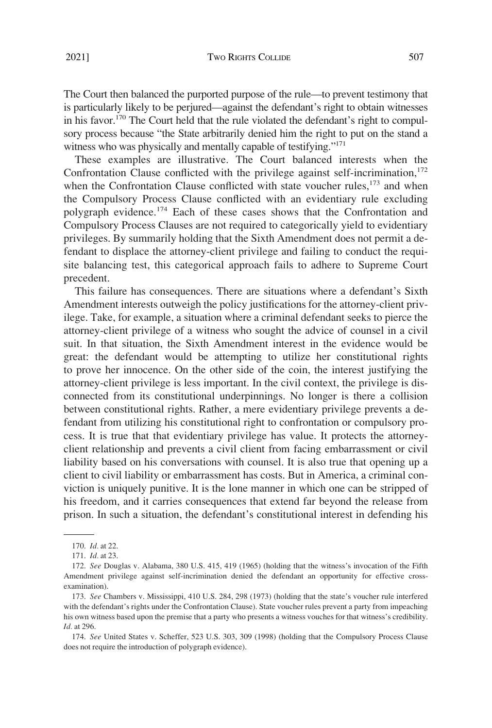The Court then balanced the purported purpose of the rule—to prevent testimony that is particularly likely to be perjured—against the defendant's right to obtain witnesses in his favor.[170] The Court held that the rule violated the defendant's right to compulsory process because "the State arbitrarily denied him the right to put on the stand a witness who was physically and mentally capable of testifying."[171]

These examples are illustrative. The Court balanced interests when the Confrontation Clause conflicted with the privilege against self-incrimination,[172] when the Confrontation Clause conflicted with state voucher rules,[173] and when the Compulsory Process Clause conflicted with an evidentiary rule excluding polygraph evidence.[174] Each of these cases shows that the Confrontation and Compulsory Process Clauses are not required to categorically yield to evidentiary privileges. By summarily holding that the Sixth Amendment does not permit a defendant to displace the attorney-client privilege and failing to conduct the requisite balancing test, this categorical approach fails to adhere to Supreme Court precedent.

This failure has consequences. There are situations where a defendant's Sixth Amendment interests outweigh the policy justifications for the attorney-client privilege. Take, for example, a situation where a criminal defendant seeks to pierce the attorney-client privilege of a witness who sought the advice of counsel in a civil suit. In that situation, the Sixth Amendment interest in the evidence would be great: the defendant would be attempting to utilize her constitutional rights to prove her innocence. On the other side of the coin, the interest justifying the attorney-client privilege is less important. In the civil context, the privilege is disconnected from its constitutional underpinnings. No longer is there a collision between constitutional rights. Rather, a mere evidentiary privilege prevents a defendant from utilizing his constitutional right to confrontation or compulsory process. It is true that that evidentiary privilege has value. It protects the attorney-client relationship and prevents a civil client from facing embarrassment or civil liability based on his conversations with counsel. It is also true that opening up a client to civil liability or embarrassment has costs. But in America, a criminal conviction is uniquely punitive. It is the lone manner in which one can be stripped of his freedom, and it carries consequences that extend far beyond the release from prison. In such a situation, the defendant's constitutional interest in defending his

---

170. *Id.* at 22.

171. *Id.* at 23.

172. *See* Douglas v. Alabama, 380 U.S. 415, 419 (1965) (holding that the witness's invocation of the Fifth Amendment privilege against self-incrimination denied the defendant an opportunity for effective cross-examination).

173. *See* Chambers v. Mississippi, 410 U.S. 284, 298 (1973) (holding that the state's voucher rule interfered with the defendant's rights under the Confrontation Clause). State voucher rules prevent a party from impeaching his own witness based upon the premise that a party who presents a witness vouches for that witness's credibility. *Id.* at 296.

174. *See* United States v. Scheffer, 523 U.S. 303, 309 (1998) (holding that the Compulsory Process Clause does not require the introduction of polygraph evidence).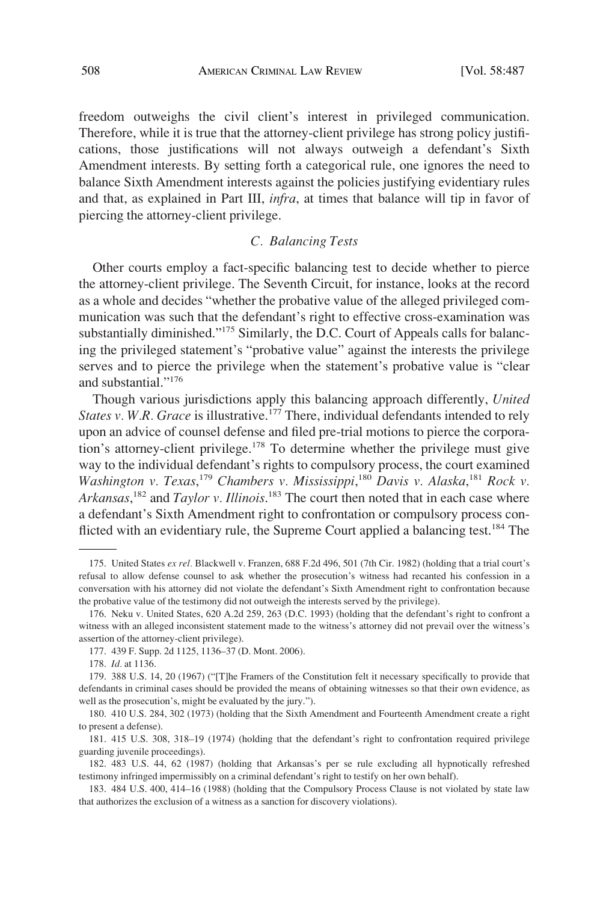freedom outweighs the civil client's interest in privileged communication. Therefore, while it is true that the attorney-client privilege has strong policy justifications, those justifications will not always outweigh a defendant's Sixth Amendment interests. By setting forth a categorical rule, one ignores the need to balance Sixth Amendment interests against the policies justifying evidentiary rules and that, as explained in Part III, *infra*, at times that balance will tip in favor of piercing the attorney-client privilege.

### *C. Balancing Tests*

Other courts employ a fact-specific balancing test to decide whether to pierce the attorney-client privilege. The Seventh Circuit, for instance, looks at the record as a whole and decides "whether the probative value of the alleged privileged communication was such that the defendant's right to effective cross-examination was substantially diminished."[175] Similarly, the D.C. Court of Appeals calls for balancing the privileged statement's "probative value" against the interests the privilege serves and to pierce the privilege when the statement's probative value is "clear and substantial."[176]

Though various jurisdictions apply this balancing approach differently, *United States v. W.R. Grace* is illustrative.[177] There, individual defendants intended to rely upon an advice of counsel defense and filed pre-trial motions to pierce the corporation's attorney-client privilege.[178] To determine whether the privilege must give way to the individual defendant's rights to compulsory process, the court examined *Washington v. Texas*,[179] *Chambers v. Mississippi*,[180] *Davis v. Alaska*,[181] *Rock v. Arkansas*,[182] and *Taylor v. Illinois*.[183] The court then noted that in each case where a defendant's Sixth Amendment right to confrontation or compulsory process conflicted with an evidentiary rule, the Supreme Court applied a balancing test.[184] The

---

175. United States *ex rel.* Blackwell v. Franzen, 688 F.2d 496, 501 (7th Cir. 1982) (holding that a trial court's refusal to allow defense counsel to ask whether the prosecution's witness had recanted his confession in a conversation with his attorney did not violate the defendant's Sixth Amendment right to confrontation because the probative value of the testimony did not outweigh the interests served by the privilege).

176. Neku v. United States, 620 A.2d 259, 263 (D.C. 1993) (holding that the defendant's right to confront a witness with an alleged inconsistent statement made to the witness's attorney did not prevail over the witness's assertion of the attorney-client privilege).

177. 439 F. Supp. 2d 1125, 1136–37 (D. Mont. 2006).

178. *Id.* at 1136.

179. 388 U.S. 14, 20 (1967) ("[T]he Framers of the Constitution felt it necessary specifically to provide that defendants in criminal cases should be provided the means of obtaining witnesses so that their own evidence, as well as the prosecution's, might be evaluated by the jury.").

180. 410 U.S. 284, 302 (1973) (holding that the Sixth Amendment and Fourteenth Amendment create a right to present a defense).

181. 415 U.S. 308, 318–19 (1974) (holding that the defendant's right to confrontation required privilege guarding juvenile proceedings).

182. 483 U.S. 44, 62 (1987) (holding that Arkansas's per se rule excluding all hypnotically refreshed testimony infringed impermissibly on a criminal defendant's right to testify on her own behalf).

183. 484 U.S. 400, 414–16 (1988) (holding that the Compulsory Process Clause is not violated by state law that authorizes the exclusion of a witness as a sanction for discovery violations).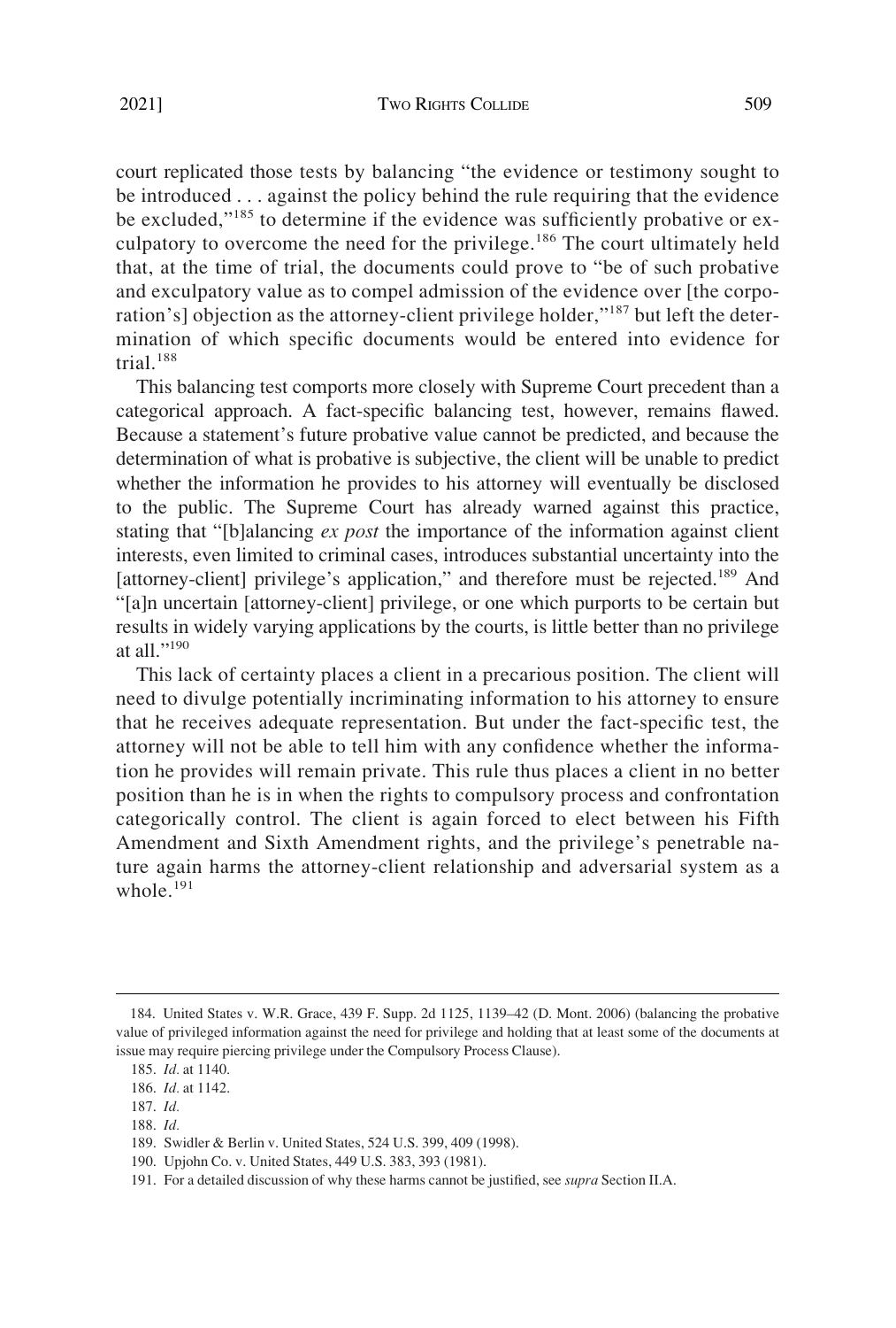court replicated those tests by balancing "the evidence or testimony sought to be introduced . . . against the policy behind the rule requiring that the evidence be excluded,"[185] to determine if the evidence was sufficiently probative or exculpatory to overcome the need for the privilege.[186] The court ultimately held that, at the time of trial, the documents could prove to "be of such probative and exculpatory value as to compel admission of the evidence over [the corporation's] objection as the attorney-client privilege holder,"[187] but left the determination of which specific documents would be entered into evidence for trial.[188]

This balancing test comports more closely with Supreme Court precedent than a categorical approach. A fact-specific balancing test, however, remains flawed. Because a statement's future probative value cannot be predicted, and because the determination of what is probative is subjective, the client will be unable to predict whether the information he provides to his attorney will eventually be disclosed to the public. The Supreme Court has already warned against this practice, stating that "[b]alancing *ex post* the importance of the information against client interests, even limited to criminal cases, introduces substantial uncertainty into the [attorney-client] privilege's application," and therefore must be rejected.[189] And "[a]n uncertain [attorney-client] privilege, or one which purports to be certain but results in widely varying applications by the courts, is little better than no privilege at all."[190]

This lack of certainty places a client in a precarious position. The client will need to divulge potentially incriminating information to his attorney to ensure that he receives adequate representation. But under the fact-specific test, the attorney will not be able to tell him with any confidence whether the information he provides will remain private. This rule thus places a client in no better position than he is in when the rights to compulsory process and confrontation categorically control. The client is again forced to elect between his Fifth Amendment and Sixth Amendment rights, and the privilege's penetrable nature again harms the attorney-client relationship and adversarial system as a whole.[191]

---

184. United States v. W.R. Grace, 439 F. Supp. 2d 1125, 1139–42 (D. Mont. 2006) (balancing the probative value of privileged information against the need for privilege and holding that at least some of the documents at issue may require piercing privilege under the Compulsory Process Clause).

185. *Id.* at 1140.

186. *Id.* at 1142.

187. *Id.*

188. *Id.*

189. Swidler & Berlin v. United States, 524 U.S. 399, 409 (1998).

190. Upjohn Co. v. United States, 449 U.S. 383, 393 (1981).

191. For a detailed discussion of why these harms cannot be justified, see *supra* Section II.A.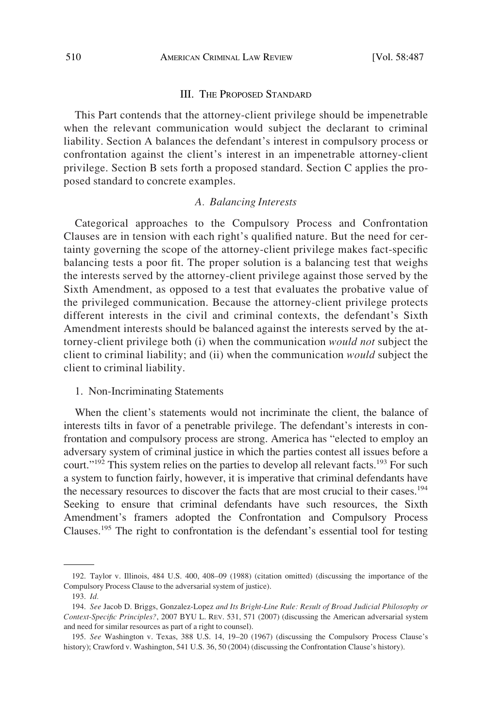## III. The Proposed Standard

This Part contends that the attorney-client privilege should be impenetrable when the relevant communication would subject the declarant to criminal liability. Section A balances the defendant's interest in compulsory process or confrontation against the client's interest in an impenetrable attorney-client privilege. Section B sets forth a proposed standard. Section C applies the proposed standard to concrete examples.

### *A. Balancing Interests*

Categorical approaches to the Compulsory Process and Confrontation Clauses are in tension with each right's qualified nature. But the need for certainty governing the scope of the attorney-client privilege makes fact-specific balancing tests a poor fit. The proper solution is a balancing test that weighs the interests served by the attorney-client privilege against those served by the Sixth Amendment, as opposed to a test that evaluates the probative value of the privileged communication. Because the attorney-client privilege protects different interests in the civil and criminal contexts, the defendant's Sixth Amendment interests should be balanced against the interests served by the attorney-client privilege both (i) when the communication *would not* subject the client to criminal liability; and (ii) when the communication *would* subject the client to criminal liability.

1. Non-Incriminating Statements

When the client's statements would not incriminate the client, the balance of interests tilts in favor of a penetrable privilege. The defendant's interests in confrontation and compulsory process are strong. America has "elected to employ an adversary system of criminal justice in which the parties contest all issues before a court."[192] This system relies on the parties to develop all relevant facts.[193] For such a system to function fairly, however, it is imperative that criminal defendants have the necessary resources to discover the facts that are most crucial to their cases.[194] Seeking to ensure that criminal defendants have such resources, the Sixth Amendment's framers adopted the Confrontation and Compulsory Process Clauses.[195] The right to confrontation is the defendant's essential tool for testing

---

192. Taylor v. Illinois, 484 U.S. 400, 408–09 (1988) (citation omitted) (discussing the importance of the Compulsory Process Clause to the adversarial system of justice).

193. *Id.*

194. *See* Jacob D. Briggs, Gonzalez-Lopez *and Its Bright-Line Rule: Result of Broad Judicial Philosophy or Context-Specific Principles?*, 2007 BYU L. Rev. 531, 571 (2007) (discussing the American adversarial system and need for similar resources as part of a right to counsel).

195. *See* Washington v. Texas, 388 U.S. 14, 19–20 (1967) (discussing the Compulsory Process Clause's history); Crawford v. Washington, 541 U.S. 36, 50 (2004) (discussing the Confrontation Clause's history).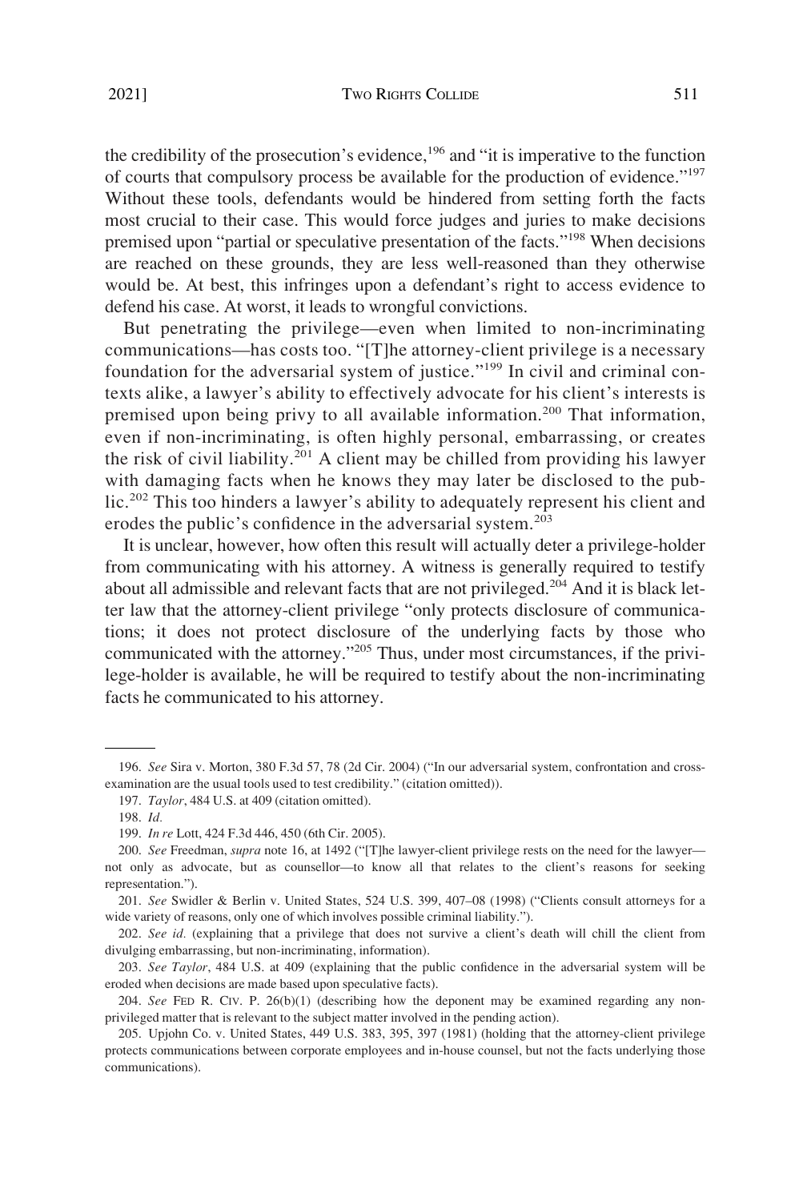the credibility of the prosecution's evidence,[196] and "it is imperative to the function of courts that compulsory process be available for the production of evidence."[197] Without these tools, defendants would be hindered from setting forth the facts most crucial to their case. This would force judges and juries to make decisions premised upon "partial or speculative presentation of the facts."[198] When decisions are reached on these grounds, they are less well-reasoned than they otherwise would be. At best, this infringes upon a defendant's right to access evidence to defend his case. At worst, it leads to wrongful convictions.

But penetrating the privilege—even when limited to non-incriminating communications—has costs too. "[T]he attorney-client privilege is a necessary foundation for the adversarial system of justice."[199] In civil and criminal contexts alike, a lawyer's ability to effectively advocate for his client's interests is premised upon being privy to all available information.[200] That information, even if non-incriminating, is often highly personal, embarrassing, or creates the risk of civil liability.[201] A client may be chilled from providing his lawyer with damaging facts when he knows they may later be disclosed to the public.[202] This too hinders a lawyer's ability to adequately represent his client and erodes the public's confidence in the adversarial system.[203]

It is unclear, however, how often this result will actually deter a privilege-holder from communicating with his attorney. A witness is generally required to testify about all admissible and relevant facts that are not privileged.[204] And it is black letter law that the attorney-client privilege "only protects disclosure of communications; it does not protect disclosure of the underlying facts by those who communicated with the attorney."[205] Thus, under most circumstances, if the privilege-holder is available, he will be required to testify about the non-incriminating facts he communicated to his attorney.

---

196. *See* Sira v. Morton, 380 F.3d 57, 78 (2d Cir. 2004) ("In our adversarial system, confrontation and cross-examination are the usual tools used to test credibility." (citation omitted)).

197. *Taylor*, 484 U.S. at 409 (citation omitted).

198. *Id.*

199. *In re* Lott, 424 F.3d 446, 450 (6th Cir. 2005).

200. *See* Freedman, *supra* note 16, at 1492 ("[T]he lawyer-client privilege rests on the need for the lawyer—not only as advocate, but as counsellor—to know all that relates to the client's reasons for seeking representation.").

201. *See* Swidler & Berlin v. United States, 524 U.S. 399, 407–08 (1998) ("Clients consult attorneys for a wide variety of reasons, only one of which involves possible criminal liability.").

202. *See id.* (explaining that a privilege that does not survive a client's death will chill the client from divulging embarrassing, but non-incriminating, information).

203. *See Taylor*, 484 U.S. at 409 (explaining that the public confidence in the adversarial system will be eroded when decisions are made based upon speculative facts).

204. *See* FED R. CIV. P. 26(b)(1) (describing how the deponent may be examined regarding any non-privileged matter that is relevant to the subject matter involved in the pending action).

205. Upjohn Co. v. United States, 449 U.S. 383, 395, 397 (1981) (holding that the attorney-client privilege protects communications between corporate employees and in-house counsel, but not the facts underlying those communications).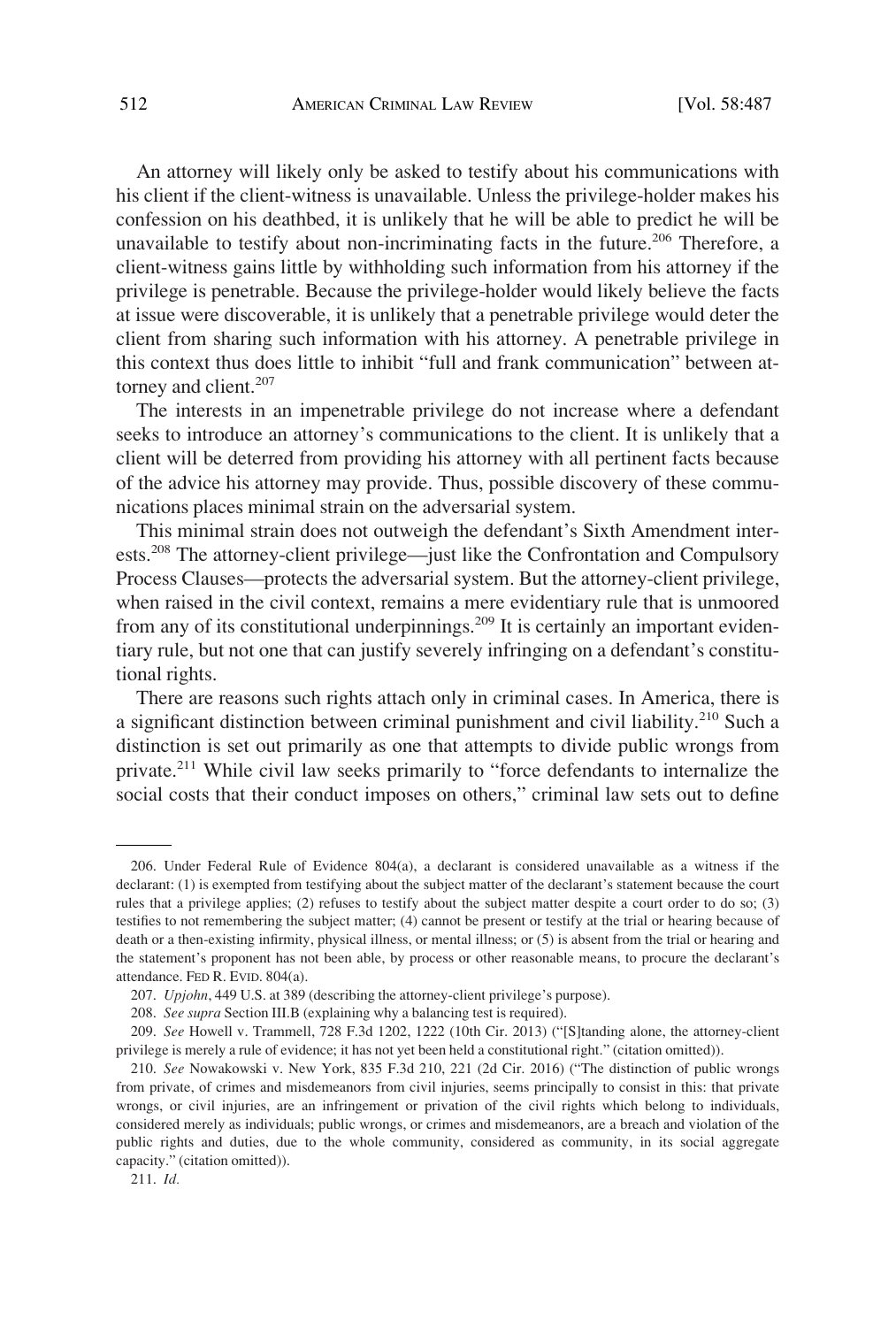An attorney will likely only be asked to testify about his communications with his client if the client-witness is unavailable. Unless the privilege-holder makes his confession on his deathbed, it is unlikely that he will be able to predict he will be unavailable to testify about non-incriminating facts in the future.[206] Therefore, a client-witness gains little by withholding such information from his attorney if the privilege is penetrable. Because the privilege-holder would likely believe the facts at issue were discoverable, it is unlikely that a penetrable privilege would deter the client from sharing such information with his attorney. A penetrable privilege in this context thus does little to inhibit "full and frank communication" between attorney and client.[207]

The interests in an impenetrable privilege do not increase where a defendant seeks to introduce an attorney's communications to the client. It is unlikely that a client will be deterred from providing his attorney with all pertinent facts because of the advice his attorney may provide. Thus, possible discovery of these communications places minimal strain on the adversarial system.

This minimal strain does not outweigh the defendant's Sixth Amendment interests.[208] The attorney-client privilege—just like the Confrontation and Compulsory Process Clauses—protects the adversarial system. But the attorney-client privilege, when raised in the civil context, remains a mere evidentiary rule that is unmoored from any of its constitutional underpinnings.[209] It is certainly an important evidentiary rule, but not one that can justify severely infringing on a defendant's constitutional rights.

There are reasons such rights attach only in criminal cases. In America, there is a significant distinction between criminal punishment and civil liability.[210] Such a distinction is set out primarily as one that attempts to divide public wrongs from private.[211] While civil law seeks primarily to "force defendants to internalize the social costs that their conduct imposes on others," criminal law sets out to define

---

206. Under Federal Rule of Evidence 804(a), a declarant is considered unavailable as a witness if the declarant: (1) is exempted from testifying about the subject matter of the declarant's statement because the court rules that a privilege applies; (2) refuses to testify about the subject matter despite a court order to do so; (3) testifies to not remembering the subject matter; (4) cannot be present or testify at the trial or hearing because of death or a then-existing infirmity, physical illness, or mental illness; or (5) is absent from the trial or hearing and the statement's proponent has not been able, by process or other reasonable means, to procure the declarant's attendance. FED R. EVID. 804(a).

207. *Upjohn*, 449 U.S. at 389 (describing the attorney-client privilege's purpose).

208. *See supra* Section III.B (explaining why a balancing test is required).

209. *See* Howell v. Trammell, 728 F.3d 1202, 1222 (10th Cir. 2013) ("[S]tanding alone, the attorney-client privilege is merely a rule of evidence; it has not yet been held a constitutional right." (citation omitted)).

210. *See* Nowakowski v. New York, 835 F.3d 210, 221 (2d Cir. 2016) ("The distinction of public wrongs from private, of crimes and misdemeanors from civil injuries, seems principally to consist in this: that private wrongs, or civil injuries, are an infringement or privation of the civil rights which belong to individuals, considered merely as individuals; public wrongs, or crimes and misdemeanors, are a breach and violation of the public rights and duties, due to the whole community, considered as community, in its social aggregate capacity." (citation omitted)).

211. *Id.*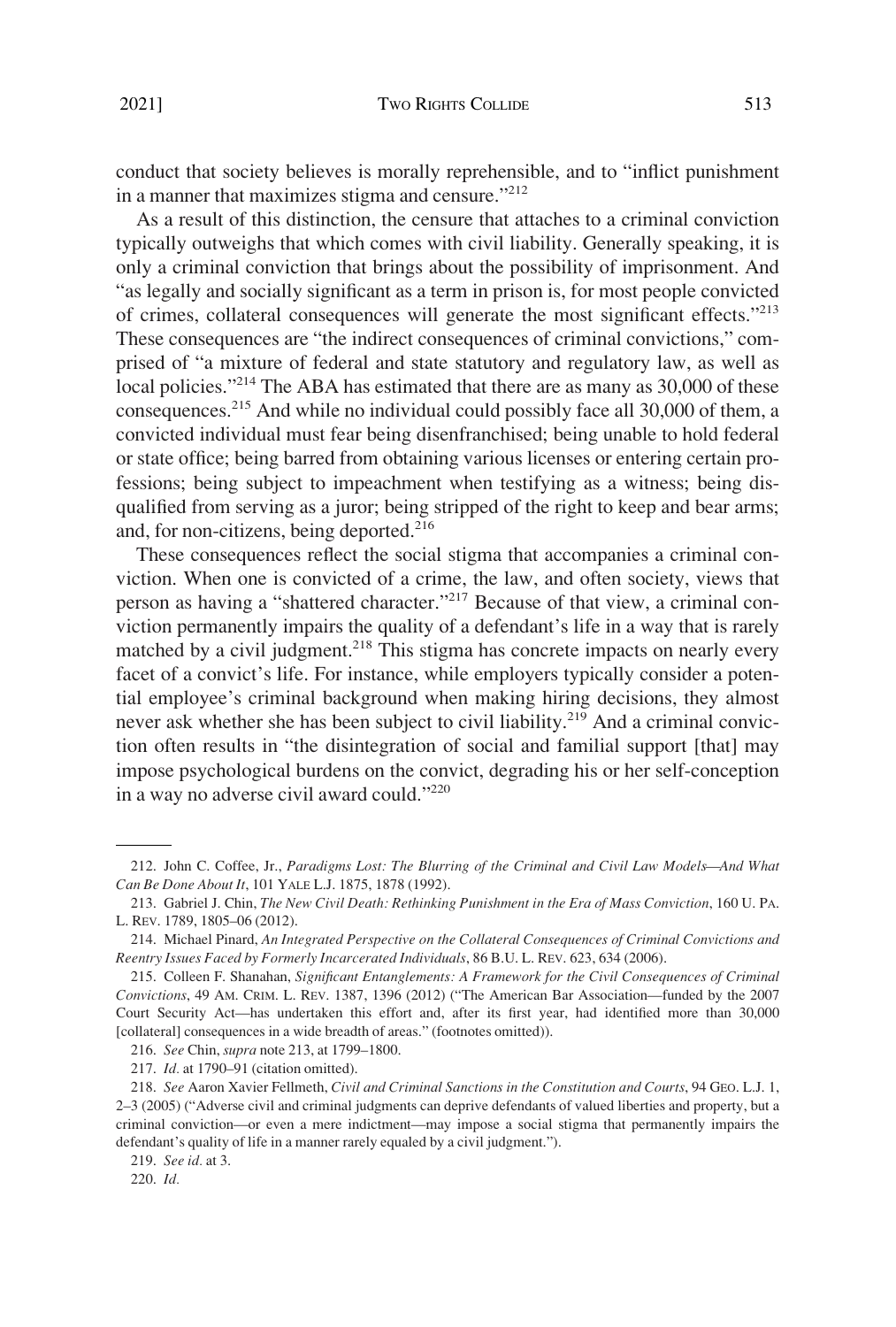conduct that society believes is morally reprehensible, and to "inflict punishment in a manner that maximizes stigma and censure."[212]

As a result of this distinction, the censure that attaches to a criminal conviction typically outweighs that which comes with civil liability. Generally speaking, it is only a criminal conviction that brings about the possibility of imprisonment. And "as legally and socially significant as a term in prison is, for most people convicted of crimes, collateral consequences will generate the most significant effects."[213] These consequences are "the indirect consequences of criminal convictions," comprised of "a mixture of federal and state statutory and regulatory law, as well as local policies."[214] The ABA has estimated that there are as many as 30,000 of these consequences.[215] And while no individual could possibly face all 30,000 of them, a convicted individual must fear being disenfranchised; being unable to hold federal or state office; being barred from obtaining various licenses or entering certain professions; being subject to impeachment when testifying as a witness; being disqualified from serving as a juror; being stripped of the right to keep and bear arms; and, for non-citizens, being deported.[216]

These consequences reflect the social stigma that accompanies a criminal conviction. When one is convicted of a crime, the law, and often society, views that person as having a "shattered character."[217] Because of that view, a criminal conviction permanently impairs the quality of a defendant's life in a way that is rarely matched by a civil judgment.[218] This stigma has concrete impacts on nearly every facet of a convict's life. For instance, while employers typically consider a potential employee's criminal background when making hiring decisions, they almost never ask whether she has been subject to civil liability.[219] And a criminal conviction often results in "the disintegration of social and familial support [that] may impose psychological burdens on the convict, degrading his or her self-conception in a way no adverse civil award could."[220]

---

212. John C. Coffee, Jr., *Paradigms Lost: The Blurring of the Criminal and Civil Law Models—And What Can Be Done About It*, 101 YALE L.J. 1875, 1878 (1992).

213. Gabriel J. Chin, *The New Civil Death: Rethinking Punishment in the Era of Mass Conviction*, 160 U. PA. L. REV. 1789, 1805–06 (2012).

214. Michael Pinard, *An Integrated Perspective on the Collateral Consequences of Criminal Convictions and Reentry Issues Faced by Formerly Incarcerated Individuals*, 86 B.U. L. REV. 623, 634 (2006).

215. Colleen F. Shanahan, *Significant Entanglements: A Framework for the Civil Consequences of Criminal Convictions*, 49 AM. CRIM. L. REV. 1387, 1396 (2012) ("The American Bar Association—funded by the 2007 Court Security Act—has undertaken this effort and, after its first year, had identified more than 30,000 [collateral] consequences in a wide breadth of areas." (footnotes omitted)).

216. *See* Chin, *supra* note 213, at 1799–1800.

217. *Id.* at 1790–91 (citation omitted).

218. *See* Aaron Xavier Fellmeth, *Civil and Criminal Sanctions in the Constitution and Courts*, 94 GEO. L.J. 1, 2–3 (2005) ("Adverse civil and criminal judgments can deprive defendants of valued liberties and property, but a criminal conviction—or even a mere indictment—may impose a social stigma that permanently impairs the defendant's quality of life in a manner rarely equaled by a civil judgment.").

219. *See id.* at 3.

220. *Id.*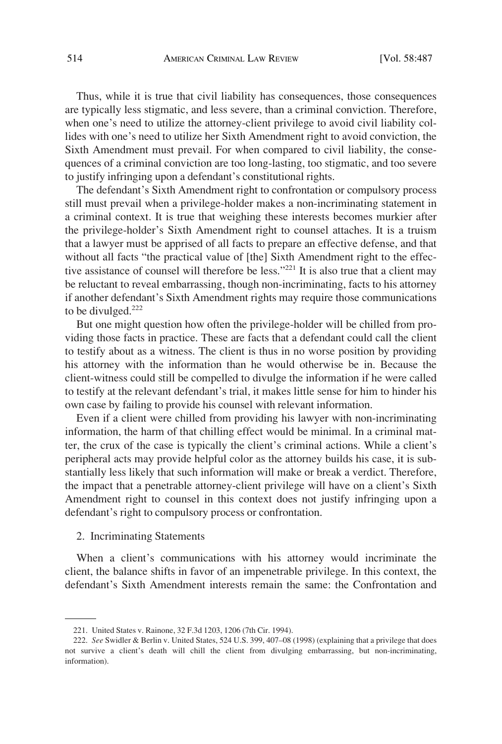Thus, while it is true that civil liability has consequences, those consequences are typically less stigmatic, and less severe, than a criminal conviction. Therefore, when one's need to utilize the attorney-client privilege to avoid civil liability collides with one's need to utilize her Sixth Amendment right to avoid conviction, the Sixth Amendment must prevail. For when compared to civil liability, the consequences of a criminal conviction are too long-lasting, too stigmatic, and too severe to justify infringing upon a defendant's constitutional rights.

The defendant's Sixth Amendment right to confrontation or compulsory process still must prevail when a privilege-holder makes a non-incriminating statement in a criminal context. It is true that weighing these interests becomes murkier after the privilege-holder's Sixth Amendment right to counsel attaches. It is a truism that a lawyer must be apprised of all facts to prepare an effective defense, and that without all facts "the practical value of [the] Sixth Amendment right to the effective assistance of counsel will therefore be less."[221] It is also true that a client may be reluctant to reveal embarrassing, though non-incriminating, facts to his attorney if another defendant's Sixth Amendment rights may require those communications to be divulged.[222]

But one might question how often the privilege-holder will be chilled from providing those facts in practice. These are facts that a defendant could call the client to testify about as a witness. The client is thus in no worse position by providing his attorney with the information than he would otherwise be in. Because the client-witness could still be compelled to divulge the information if he were called to testify at the relevant defendant's trial, it makes little sense for him to hinder his own case by failing to provide his counsel with relevant information.

Even if a client were chilled from providing his lawyer with non-incriminating information, the harm of that chilling effect would be minimal. In a criminal matter, the crux of the case is typically the client's criminal actions. While a client's peripheral acts may provide helpful color as the attorney builds his case, it is substantially less likely that such information will make or break a verdict. Therefore, the impact that a penetrable attorney-client privilege will have on a client's Sixth Amendment right to counsel in this context does not justify infringing upon a defendant's right to compulsory process or confrontation.

### 2. Incriminating Statements

When a client's communications with his attorney would incriminate the client, the balance shifts in favor of an impenetrable privilege. In this context, the defendant's Sixth Amendment interests remain the same: the Confrontation and

---

221. United States v. Rainone, 32 F.3d 1203, 1206 (7th Cir. 1994).

222. *See* Swidler & Berlin v. United States, 524 U.S. 399, 407–08 (1998) (explaining that a privilege that does not survive a client's death will chill the client from divulging embarrassing, but non-incriminating, information).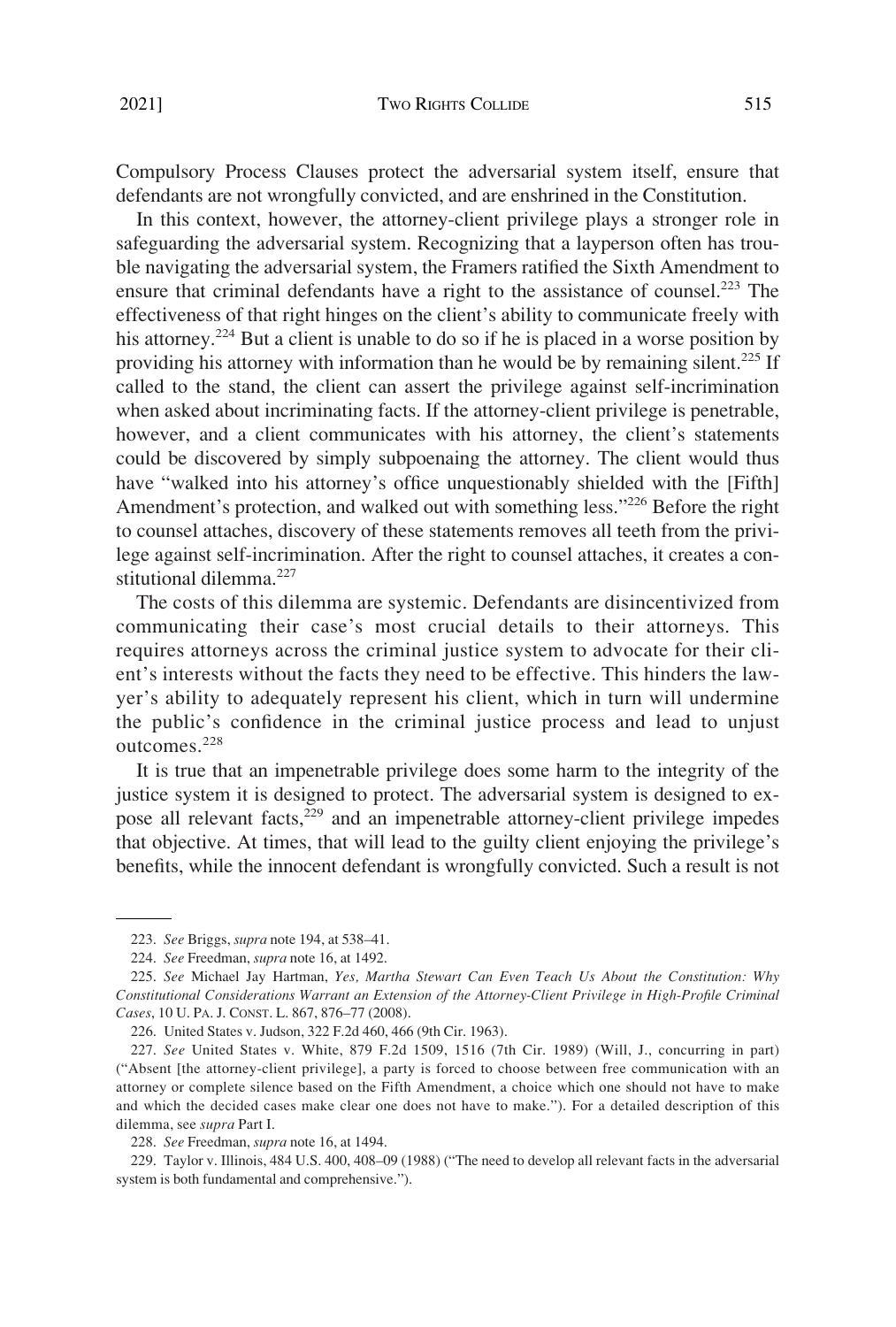Compulsory Process Clauses protect the adversarial system itself, ensure that defendants are not wrongfully convicted, and are enshrined in the Constitution.

In this context, however, the attorney-client privilege plays a stronger role in safeguarding the adversarial system. Recognizing that a layperson often has trouble navigating the adversarial system, the Framers ratified the Sixth Amendment to ensure that criminal defendants have a right to the assistance of counsel.[223] The effectiveness of that right hinges on the client's ability to communicate freely with his attorney.[224] But a client is unable to do so if he is placed in a worse position by providing his attorney with information than he would be by remaining silent.[225] If called to the stand, the client can assert the privilege against self-incrimination when asked about incriminating facts. If the attorney-client privilege is penetrable, however, and a client communicates with his attorney, the client's statements could be discovered by simply subpoenaing the attorney. The client would thus have "walked into his attorney's office unquestionably shielded with the [Fifth] Amendment's protection, and walked out with something less."[226] Before the right to counsel attaches, discovery of these statements removes all teeth from the privilege against self-incrimination. After the right to counsel attaches, it creates a constitutional dilemma.[227]

The costs of this dilemma are systemic. Defendants are disincentivized from communicating their case's most crucial details to their attorneys. This requires attorneys across the criminal justice system to advocate for their client's interests without the facts they need to be effective. This hinders the lawyer's ability to adequately represent his client, which in turn will undermine the public's confidence in the criminal justice process and lead to unjust outcomes.[228]

It is true that an impenetrable privilege does some harm to the integrity of the justice system it is designed to protect. The adversarial system is designed to expose all relevant facts,[229] and an impenetrable attorney-client privilege impedes that objective. At times, that will lead to the guilty client enjoying the privilege's benefits, while the innocent defendant is wrongfully convicted. Such a result is not

---

223. *See* Briggs, *supra* note 194, at 538–41.

224. *See* Freedman, *supra* note 16, at 1492.

225. *See* Michael Jay Hartman, *Yes, Martha Stewart Can Even Teach Us About the Constitution: Why Constitutional Considerations Warrant an Extension of the Attorney-Client Privilege in High-Profile Criminal Cases*, 10 U. PA. J. CONST. L. 867, 876–77 (2008).

226. United States v. Judson, 322 F.2d 460, 466 (9th Cir. 1963).

227. *See* United States v. White, 879 F.2d 1509, 1516 (7th Cir. 1989) (Will, J., concurring in part) ("Absent [the attorney-client privilege], a party is forced to choose between free communication with an attorney or complete silence based on the Fifth Amendment, a choice which one should not have to make and which the decided cases make clear one does not have to make."). For a detailed description of this dilemma, see *supra* Part I.

228. *See* Freedman, *supra* note 16, at 1494.

229. Taylor v. Illinois, 484 U.S. 400, 408–09 (1988) ("The need to develop all relevant facts in the adversarial system is both fundamental and comprehensive.").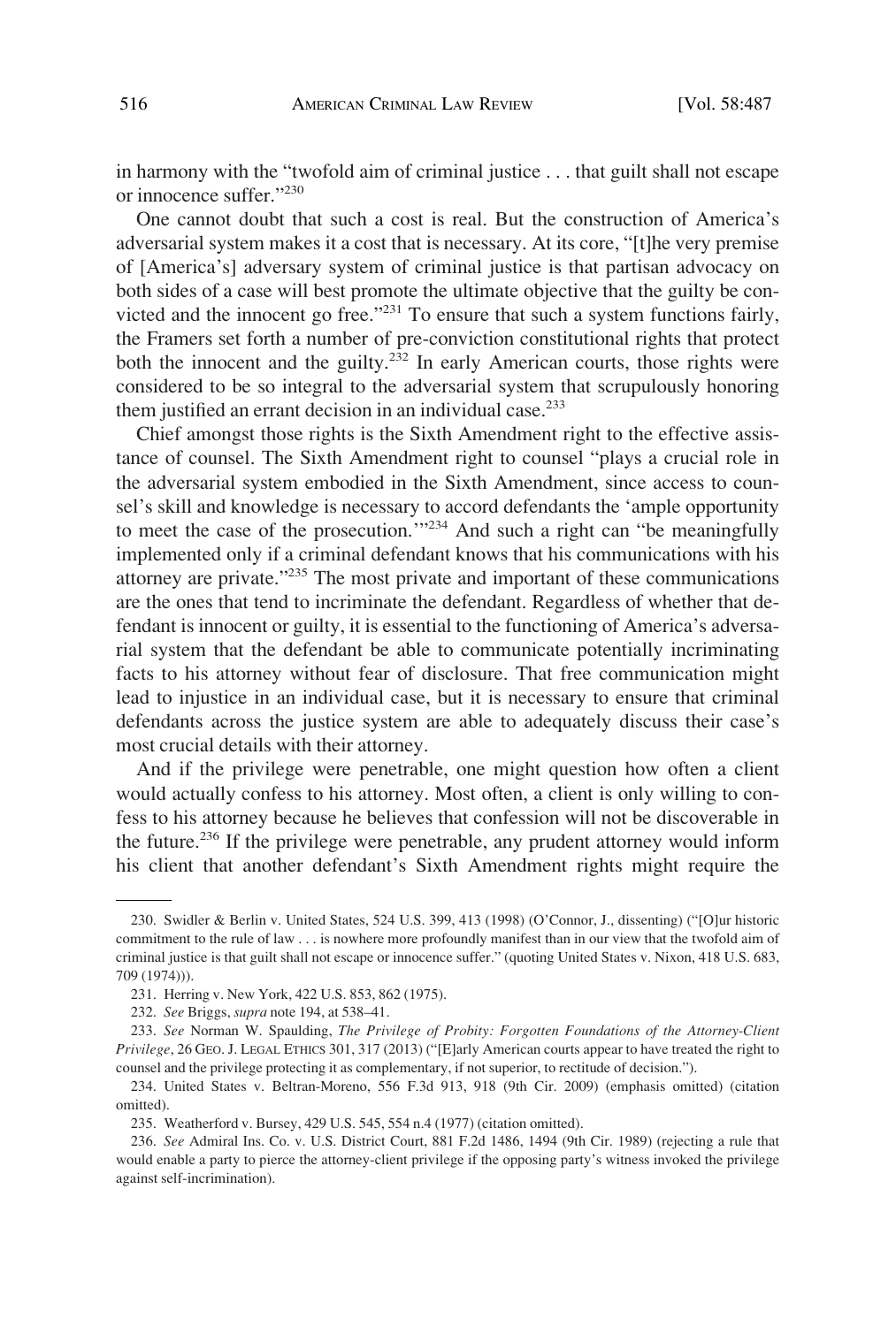in harmony with the "twofold aim of criminal justice . . . that guilt shall not escape or innocence suffer."[230]

One cannot doubt that such a cost is real. But the construction of America's adversarial system makes it a cost that is necessary. At its core, "[t]he very premise of [America's] adversary system of criminal justice is that partisan advocacy on both sides of a case will best promote the ultimate objective that the guilty be convicted and the innocent go free."[231] To ensure that such a system functions fairly, the Framers set forth a number of pre-conviction constitutional rights that protect both the innocent and the guilty.[232] In early American courts, those rights were considered to be so integral to the adversarial system that scrupulously honoring them justified an errant decision in an individual case.[233]

Chief amongst those rights is the Sixth Amendment right to the effective assistance of counsel. The Sixth Amendment right to counsel "plays a crucial role in the adversarial system embodied in the Sixth Amendment, since access to counsel's skill and knowledge is necessary to accord defendants the 'ample opportunity to meet the case of the prosecution.'"[234] And such a right can "be meaningfully implemented only if a criminal defendant knows that his communications with his attorney are private."[235] The most private and important of these communications are the ones that tend to incriminate the defendant. Regardless of whether that defendant is innocent or guilty, it is essential to the functioning of America's adversarial system that the defendant be able to communicate potentially incriminating facts to his attorney without fear of disclosure. That free communication might lead to injustice in an individual case, but it is necessary to ensure that criminal defendants across the justice system are able to adequately discuss their case's most crucial details with their attorney.

And if the privilege were penetrable, one might question how often a client would actually confess to his attorney. Most often, a client is only willing to confess to his attorney because he believes that confession will not be discoverable in the future.[236] If the privilege were penetrable, any prudent attorney would inform his client that another defendant's Sixth Amendment rights might require the

---

230. Swidler & Berlin v. United States, 524 U.S. 399, 413 (1998) (O'Connor, J., dissenting) ("[O]ur historic commitment to the rule of law . . . is nowhere more profoundly manifest than in our view that the twofold aim of criminal justice is that guilt shall not escape or innocence suffer." (quoting United States v. Nixon, 418 U.S. 683, 709 (1974))).

231. Herring v. New York, 422 U.S. 853, 862 (1975).

232. *See* Briggs, *supra* note 194, at 538–41.

233. *See* Norman W. Spaulding, *The Privilege of Probity: Forgotten Foundations of the Attorney-Client Privilege*, 26 GEO. J. LEGAL ETHICS 301, 317 (2013) ("[E]arly American courts appear to have treated the right to counsel and the privilege protecting it as complementary, if not superior, to rectitude of decision.").

234. United States v. Beltran-Moreno, 556 F.3d 913, 918 (9th Cir. 2009) (emphasis omitted) (citation omitted).

235. Weatherford v. Bursey, 429 U.S. 545, 554 n.4 (1977) (citation omitted).

236. *See* Admiral Ins. Co. v. U.S. District Court, 881 F.2d 1486, 1494 (9th Cir. 1989) (rejecting a rule that would enable a party to pierce the attorney-client privilege if the opposing party's witness invoked the privilege against self-incrimination).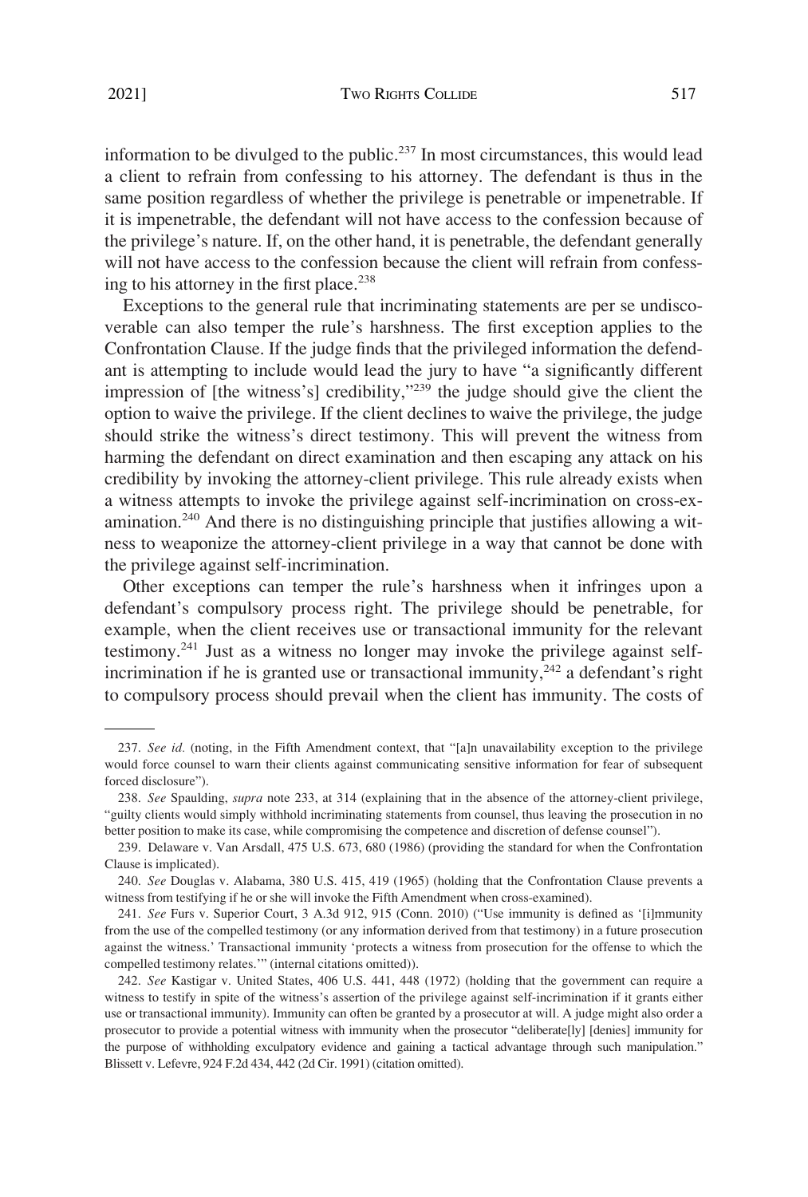information to be divulged to the public.[237] In most circumstances, this would lead a client to refrain from confessing to his attorney. The defendant is thus in the same position regardless of whether the privilege is penetrable or impenetrable. If it is impenetrable, the defendant will not have access to the confession because of the privilege's nature. If, on the other hand, it is penetrable, the defendant generally will not have access to the confession because the client will refrain from confessing to his attorney in the first place.[238]

Exceptions to the general rule that incriminating statements are per se undiscoverable can also temper the rule's harshness. The first exception applies to the Confrontation Clause. If the judge finds that the privileged information the defendant is attempting to include would lead the jury to have "a significantly different impression of [the witness's] credibility,"[239] the judge should give the client the option to waive the privilege. If the client declines to waive the privilege, the judge should strike the witness's direct testimony. This will prevent the witness from harming the defendant on direct examination and then escaping any attack on his credibility by invoking the attorney-client privilege. This rule already exists when a witness attempts to invoke the privilege against self-incrimination on cross-examination.[240] And there is no distinguishing principle that justifies allowing a witness to weaponize the attorney-client privilege in a way that cannot be done with the privilege against self-incrimination.

Other exceptions can temper the rule's harshness when it infringes upon a defendant's compulsory process right. The privilege should be penetrable, for example, when the client receives use or transactional immunity for the relevant testimony.[241] Just as a witness no longer may invoke the privilege against self-incrimination if he is granted use or transactional immunity,[242] a defendant's right to compulsory process should prevail when the client has immunity. The costs of

---

237. *See id.* (noting, in the Fifth Amendment context, that "[a]n unavailability exception to the privilege would force counsel to warn their clients against communicating sensitive information for fear of subsequent forced disclosure").

238. *See* Spaulding, *supra* note 233, at 314 (explaining that in the absence of the attorney-client privilege, "guilty clients would simply withhold incriminating statements from counsel, thus leaving the prosecution in no better position to make its case, while compromising the competence and discretion of defense counsel").

239. Delaware v. Van Arsdall, 475 U.S. 673, 680 (1986) (providing the standard for when the Confrontation Clause is implicated).

240. *See* Douglas v. Alabama, 380 U.S. 415, 419 (1965) (holding that the Confrontation Clause prevents a witness from testifying if he or she will invoke the Fifth Amendment when cross-examined).

241. *See* Furs v. Superior Court, 3 A.3d 912, 915 (Conn. 2010) ("Use immunity is defined as '[i]mmunity from the use of the compelled testimony (or any information derived from that testimony) in a future prosecution against the witness.' Transactional immunity 'protects a witness from prosecution for the offense to which the compelled testimony relates.'" (internal citations omitted)).

242. *See* Kastigar v. United States, 406 U.S. 441, 448 (1972) (holding that the government can require a witness to testify in spite of the witness's assertion of the privilege against self-incrimination if it grants either use or transactional immunity). Immunity can often be granted by a prosecutor at will. A judge might also order a prosecutor to provide a potential witness with immunity when the prosecutor "deliberate[ly] [denies] immunity for the purpose of withholding exculpatory evidence and gaining a tactical advantage through such manipulation." Blissett v. Lefevre, 924 F.2d 434, 442 (2d Cir. 1991) (citation omitted).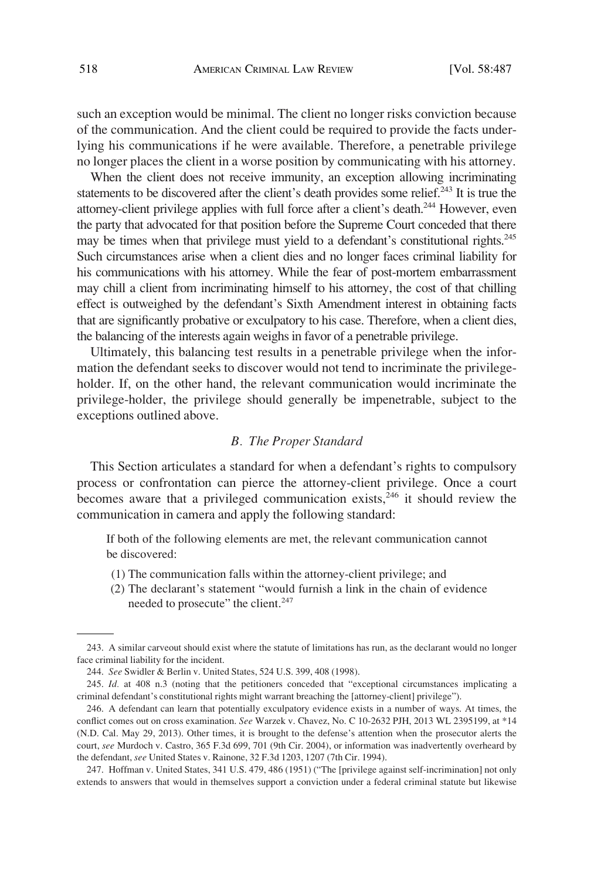such an exception would be minimal. The client no longer risks conviction because of the communication. And the client could be required to provide the facts underlying his communications if he were available. Therefore, a penetrable privilege no longer places the client in a worse position by communicating with his attorney.

When the client does not receive immunity, an exception allowing incriminating statements to be discovered after the client's death provides some relief.[243] It is true the attorney-client privilege applies with full force after a client's death.[244] However, even the party that advocated for that position before the Supreme Court conceded that there may be times when that privilege must yield to a defendant's constitutional rights.[245] Such circumstances arise when a client dies and no longer faces criminal liability for his communications with his attorney. While the fear of post-mortem embarrassment may chill a client from incriminating himself to his attorney, the cost of that chilling effect is outweighed by the defendant's Sixth Amendment interest in obtaining facts that are significantly probative or exculpatory to his case. Therefore, when a client dies, the balancing of the interests again weighs in favor of a penetrable privilege.

Ultimately, this balancing test results in a penetrable privilege when the information the defendant seeks to discover would not tend to incriminate the privilege-holder. If, on the other hand, the relevant communication would incriminate the privilege-holder, the privilege should generally be impenetrable, subject to the exceptions outlined above.

### *B. The Proper Standard*

This Section articulates a standard for when a defendant's rights to compulsory process or confrontation can pierce the attorney-client privilege. Once a court becomes aware that a privileged communication exists,[246] it should review the communication in camera and apply the following standard:

> If both of the following elements are met, the relevant communication cannot be discovered:
>
> (1) The communication falls within the attorney-client privilege; and
> (2) The declarant's statement "would furnish a link in the chain of evidence needed to prosecute" the client.[247]

---

243. A similar carveout should exist where the statute of limitations has run, as the declarant would no longer face criminal liability for the incident.

244. *See* Swidler & Berlin v. United States, 524 U.S. 399, 408 (1998).

245. *Id.* at 408 n.3 (noting that the petitioners conceded that "exceptional circumstances implicating a criminal defendant's constitutional rights might warrant breaching the [attorney-client] privilege").

246. A defendant can learn that potentially exculpatory evidence exists in a number of ways. At times, the conflict comes out on cross examination. *See* Warzek v. Chavez, No. C 10-2632 PJH, 2013 WL 2395199, at *14 (N.D. Cal. May 29, 2013). Other times, it is brought to the defense's attention when the prosecutor alerts the court, *see* Murdoch v. Castro, 365 F.3d 699, 701 (9th Cir. 2004), or information was inadvertently overheard by the defendant, *see* United States v. Rainone, 32 F.3d 1203, 1207 (7th Cir. 1994).

247. Hoffman v. United States, 341 U.S. 479, 486 (1951) ("The [privilege against self-incrimination] not only extends to answers that would in themselves support a conviction under a federal criminal statute but likewise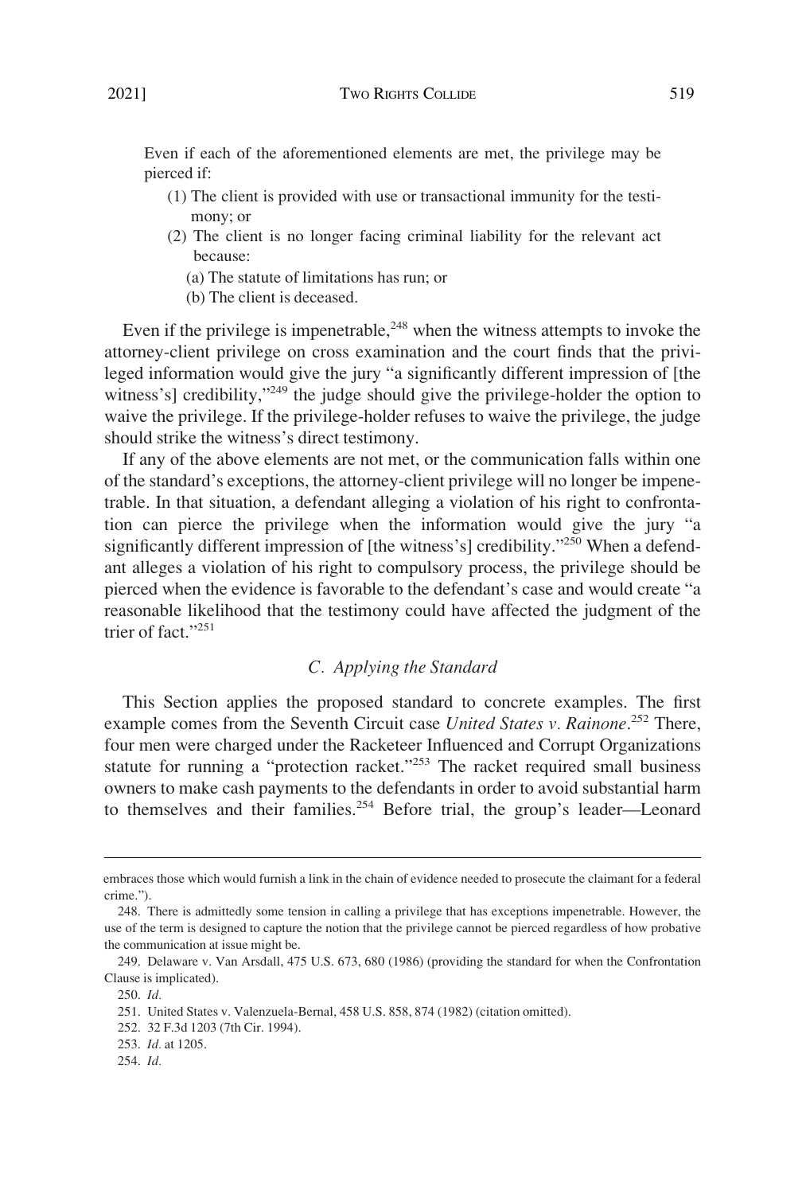Even if each of the aforementioned elements are met, the privilege may be pierced if:

(1) The client is provided with use or transactional immunity for the testimony; or

(2) The client is no longer facing criminal liability for the relevant act because:

(a) The statute of limitations has run; or

(b) The client is deceased.

Even if the privilege is impenetrable,[248] when the witness attempts to invoke the attorney-client privilege on cross examination and the court finds that the privileged information would give the jury "a significantly different impression of [the witness's] credibility,"[249] the judge should give the privilege-holder the option to waive the privilege. If the privilege-holder refuses to waive the privilege, the judge should strike the witness's direct testimony.

If any of the above elements are not met, or the communication falls within one of the standard's exceptions, the attorney-client privilege will no longer be impenetrable. In that situation, a defendant alleging a violation of his right to confrontation can pierce the privilege when the information would give the jury "a significantly different impression of [the witness's] credibility."[250] When a defendant alleges a violation of his right to compulsory process, the privilege should be pierced when the evidence is favorable to the defendant's case and would create "a reasonable likelihood that the testimony could have affected the judgment of the trier of fact."[251]

### *C. Applying the Standard*

This Section applies the proposed standard to concrete examples. The first example comes from the Seventh Circuit case *United States v. Rainone*.[252] There, four men were charged under the Racketeer Influenced and Corrupt Organizations statute for running a "protection racket."[253] The racket required small business owners to make cash payments to the defendants in order to avoid substantial harm to themselves and their families.[254] Before trial, the group's leader—Leonard

---

embraces those which would furnish a link in the chain of evidence needed to prosecute the claimant for a federal crime.").

248. There is admittedly some tension in calling a privilege that has exceptions impenetrable. However, the use of the term is designed to capture the notion that the privilege cannot be pierced regardless of how probative the communication at issue might be.

249. Delaware v. Van Arsdall, 475 U.S. 673, 680 (1986) (providing the standard for when the Confrontation Clause is implicated).

250. *Id.*

251. United States v. Valenzuela-Bernal, 458 U.S. 858, 874 (1982) (citation omitted).

252. 32 F.3d 1203 (7th Cir. 1994).

253. *Id.* at 1205.

254. *Id.*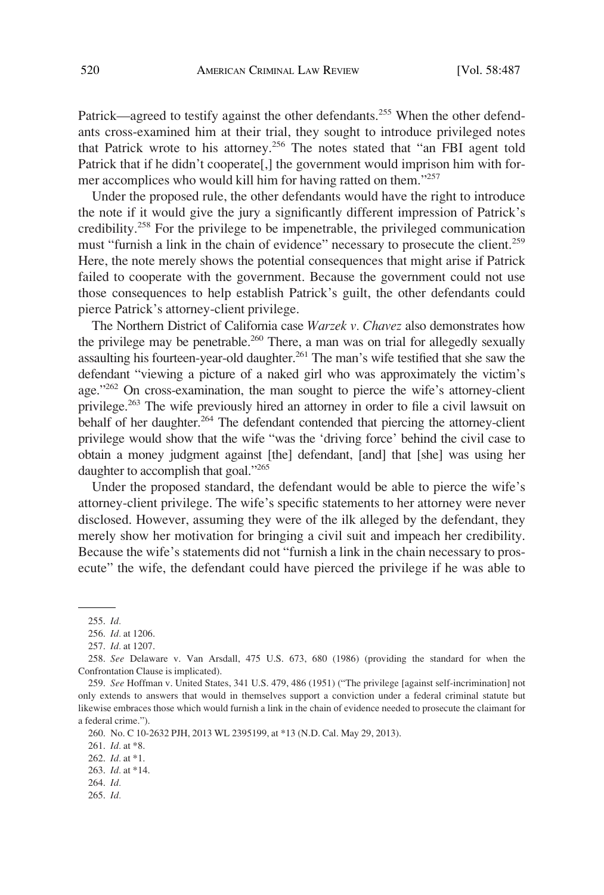Patrick—agreed to testify against the other defendants.[255] When the other defendants cross-examined him at their trial, they sought to introduce privileged notes that Patrick wrote to his attorney.[256] The notes stated that "an FBI agent told Patrick that if he didn't cooperate[,] the government would imprison him with former accomplices who would kill him for having ratted on them."[257]

Under the proposed rule, the other defendants would have the right to introduce the note if it would give the jury a significantly different impression of Patrick's credibility.[258] For the privilege to be impenetrable, the privileged communication must "furnish a link in the chain of evidence" necessary to prosecute the client.[259] Here, the note merely shows the potential consequences that might arise if Patrick failed to cooperate with the government. Because the government could not use those consequences to help establish Patrick's guilt, the other defendants could pierce Patrick's attorney-client privilege.

The Northern District of California case *Warzek v. Chavez* also demonstrates how the privilege may be penetrable.[260] There, a man was on trial for allegedly sexually assaulting his fourteen-year-old daughter.[261] The man's wife testified that she saw the defendant "viewing a picture of a naked girl who was approximately the victim's age."[262] On cross-examination, the man sought to pierce the wife's attorney-client privilege.[263] The wife previously hired an attorney in order to file a civil lawsuit on behalf of her daughter.[264] The defendant contended that piercing the attorney-client privilege would show that the wife "was the 'driving force' behind the civil case to obtain a money judgment against [the] defendant, [and] that [she] was using her daughter to accomplish that goal."[265]

Under the proposed standard, the defendant would be able to pierce the wife's attorney-client privilege. The wife's specific statements to her attorney were never disclosed. However, assuming they were of the ilk alleged by the defendant, they merely show her motivation for bringing a civil suit and impeach her credibility. Because the wife's statements did not "furnish a link in the chain necessary to prosecute" the wife, the defendant could have pierced the privilege if he was able to

---

255. *Id.*

256. *Id.* at 1206.

257. *Id.* at 1207.

258. *See* Delaware v. Van Arsdall, 475 U.S. 673, 680 (1986) (providing the standard for when the Confrontation Clause is implicated).

259. *See* Hoffman v. United States, 341 U.S. 479, 486 (1951) ("The privilege [against self-incrimination] not only extends to answers that would in themselves support a conviction under a federal criminal statute but likewise embraces those which would furnish a link in the chain of evidence needed to prosecute the claimant for a federal crime.").

260. No. C 10-2632 PJH, 2013 WL 2395199, at *13 (N.D. Cal. May 29, 2013).

261. *Id.* at *8.

262. *Id.* at *1.

263. *Id.* at *14.

264. *Id.*

265. *Id.*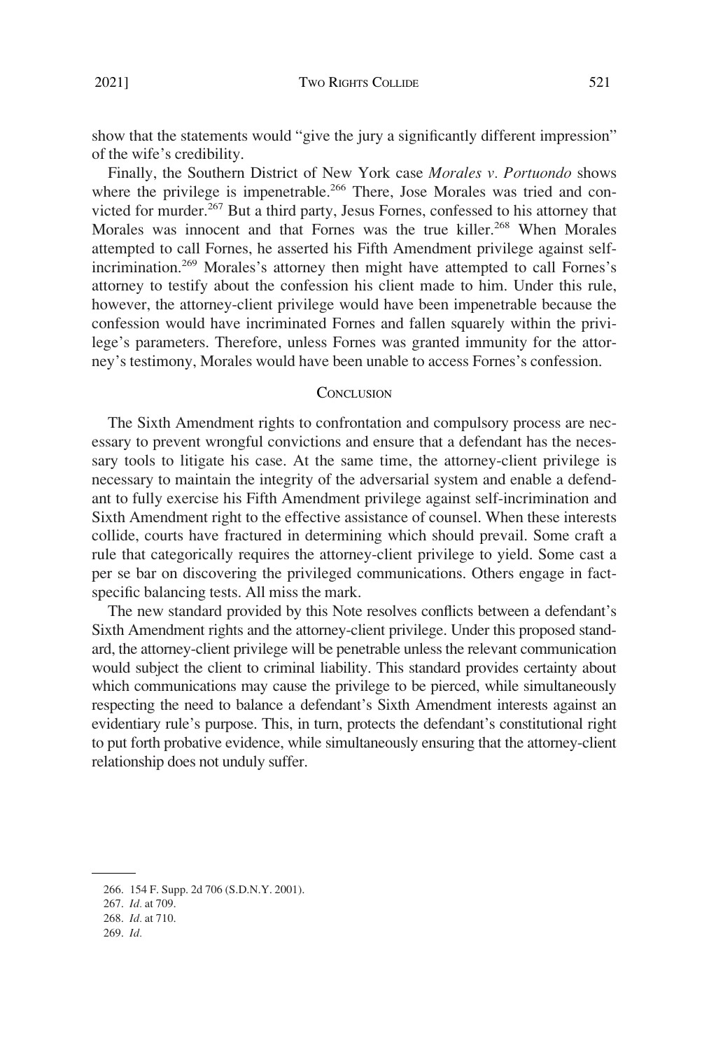show that the statements would "give the jury a significantly different impression" of the wife's credibility.

Finally, the Southern District of New York case *Morales v. Portuondo* shows where the privilege is impenetrable.[266] There, Jose Morales was tried and convicted for murder.[267] But a third party, Jesus Fornes, confessed to his attorney that Morales was innocent and that Fornes was the true killer.[268] When Morales attempted to call Fornes, he asserted his Fifth Amendment privilege against self-incrimination.[269] Morales's attorney then might have attempted to call Fornes's attorney to testify about the confession his client made to him. Under this rule, however, the attorney-client privilege would have been impenetrable because the confession would have incriminated Fornes and fallen squarely within the privilege's parameters. Therefore, unless Fornes was granted immunity for the attorney's testimony, Morales would have been unable to access Fornes's confession.

## Conclusion

The Sixth Amendment rights to confrontation and compulsory process are necessary to prevent wrongful convictions and ensure that a defendant has the necessary tools to litigate his case. At the same time, the attorney-client privilege is necessary to maintain the integrity of the adversarial system and enable a defendant to fully exercise his Fifth Amendment privilege against self-incrimination and Sixth Amendment right to the effective assistance of counsel. When these interests collide, courts have fractured in determining which should prevail. Some craft a rule that categorically requires the attorney-client privilege to yield. Some cast a per se bar on discovering the privileged communications. Others engage in fact-specific balancing tests. All miss the mark.

The new standard provided by this Note resolves conflicts between a defendant's Sixth Amendment rights and the attorney-client privilege. Under this proposed standard, the attorney-client privilege will be penetrable unless the relevant communication would subject the client to criminal liability. This standard provides certainty about which communications may cause the privilege to be pierced, while simultaneously respecting the need to balance a defendant's Sixth Amendment interests against an evidentiary rule's purpose. This, in turn, protects the defendant's constitutional right to put forth probative evidence, while simultaneously ensuring that the attorney-client relationship does not unduly suffer.

---

266. 154 F. Supp. 2d 706 (S.D.N.Y. 2001).

267. *Id.* at 709.

268. *Id.* at 710.

269. *Id.*